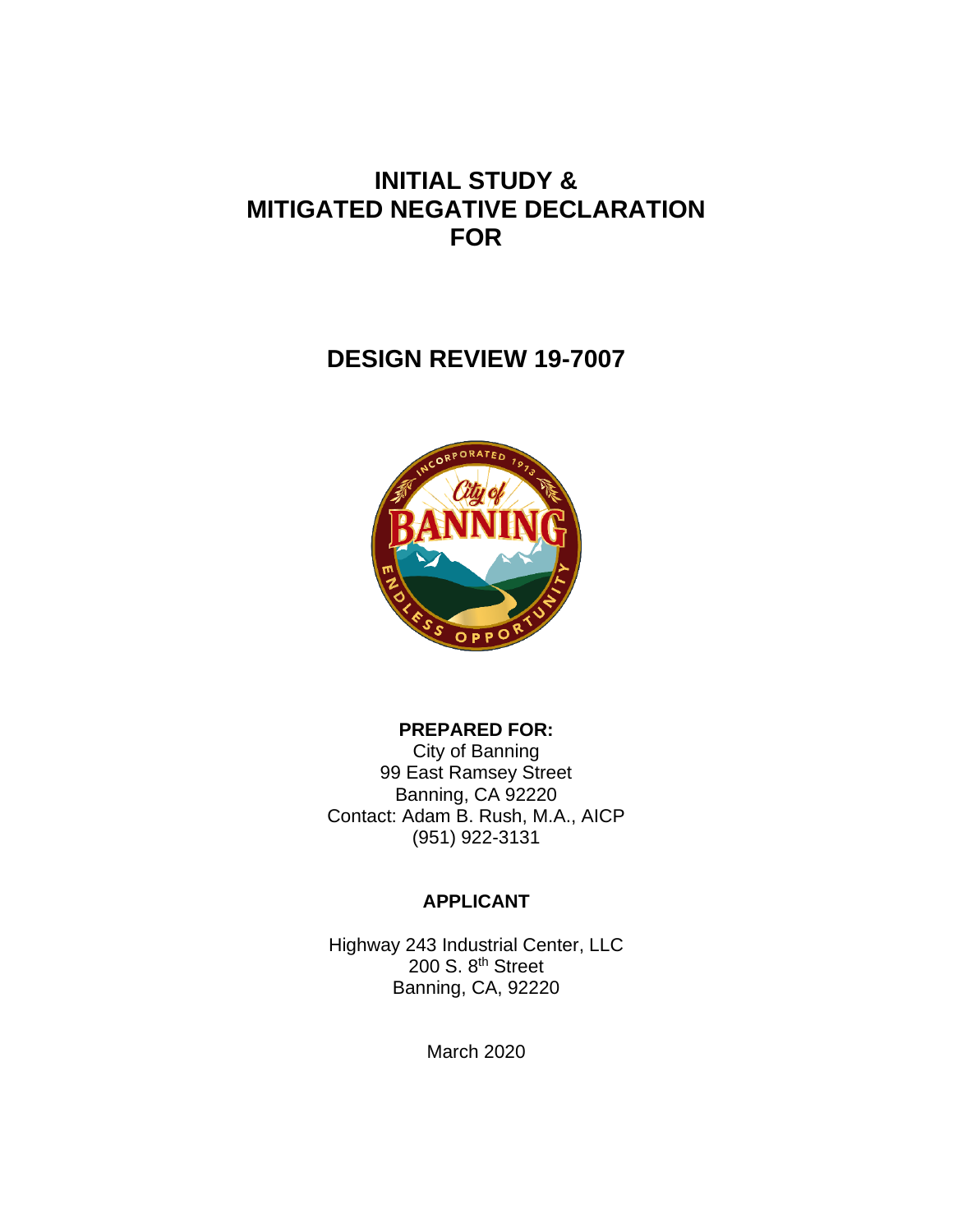# INITIAL STUDY & MITIGATED NEGATIVE DECLARATION FOR

## DESIGN REVIEW 19-7007

**PREPARED FOR:**

City of Banning
99 East Ramsey Street
Banning, CA 92220
Contact: Adam B. Rush, M.A., AICP
(951) 922-3131

**APPLICANT**

Highway 243 Industrial Center, LLC
200 S. 8th Street
Banning, CA, 92220

March 2020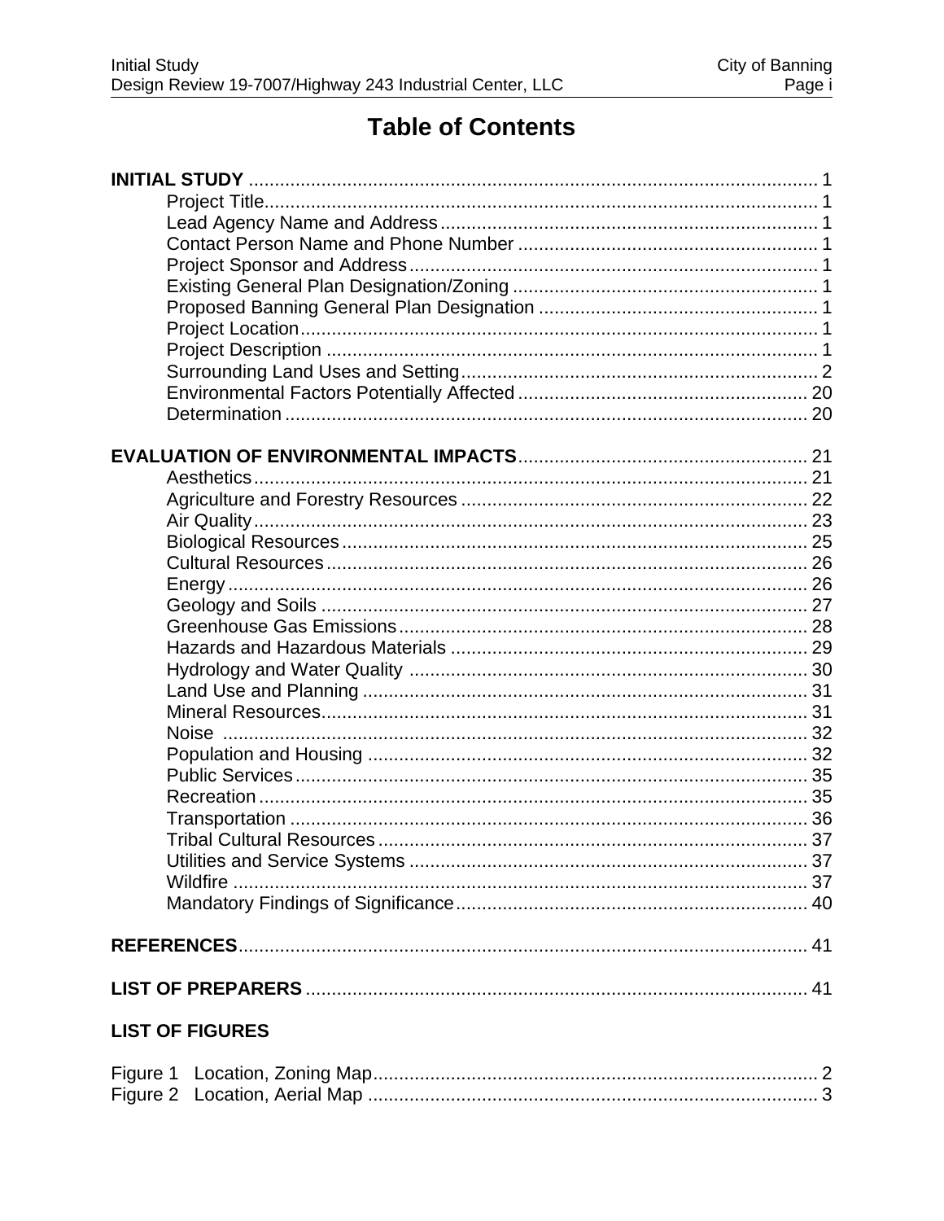# Table of Contents

**INITIAL STUDY** .......... 1

- Project Title .......... 1
- Lead Agency Name and Address .......... 1
- Contact Person Name and Phone Number .......... 1
- Project Sponsor and Address .......... 1
- Existing General Plan Designation/Zoning .......... 1
- Proposed Banning General Plan Designation .......... 1
- Project Location .......... 1
- Project Description .......... 1
- Surrounding Land Uses and Setting .......... 2
- Environmental Factors Potentially Affected .......... 20
- Determination .......... 20

**EVALUATION OF ENVIRONMENTAL IMPACTS** .......... 21

- Aesthetics .......... 21
- Agriculture and Forestry Resources .......... 22
- Air Quality .......... 23
- Biological Resources .......... 25
- Cultural Resources .......... 26
- Energy .......... 26
- Geology and Soils .......... 27
- Greenhouse Gas Emissions .......... 28
- Hazards and Hazardous Materials .......... 29
- Hydrology and Water Quality .......... 30
- Land Use and Planning .......... 31
- Mineral Resources .......... 31
- Noise .......... 32
- Population and Housing .......... 32
- Public Services .......... 35
- Recreation .......... 35
- Transportation .......... 36
- Tribal Cultural Resources .......... 37
- Utilities and Service Systems .......... 37
- Wildfire .......... 37
- Mandatory Findings of Significance .......... 40

**REFERENCES** .......... 41

**LIST OF PREPARERS** .......... 41

**LIST OF FIGURES**

Figure 1 Location, Zoning Map .......... 2
Figure 2 Location, Aerial Map .......... 3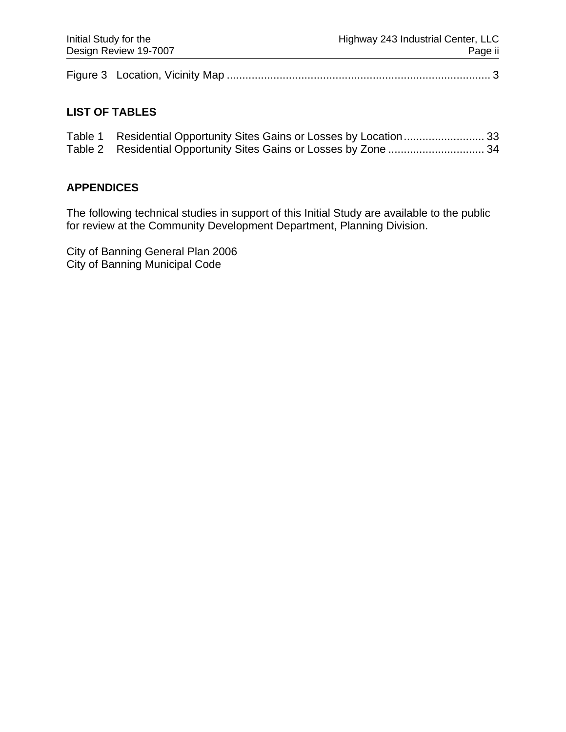Figure 3 Location, Vicinity Map ..................................................................................... 3

## LIST OF TABLES

Table 1 Residential Opportunity Sites Gains or Losses by Location.......................... 33
Table 2 Residential Opportunity Sites Gains or Losses by Zone ............................... 34

## APPENDICES

The following technical studies in support of this Initial Study are available to the public for review at the Community Development Department, Planning Division.

City of Banning General Plan 2006
City of Banning Municipal Code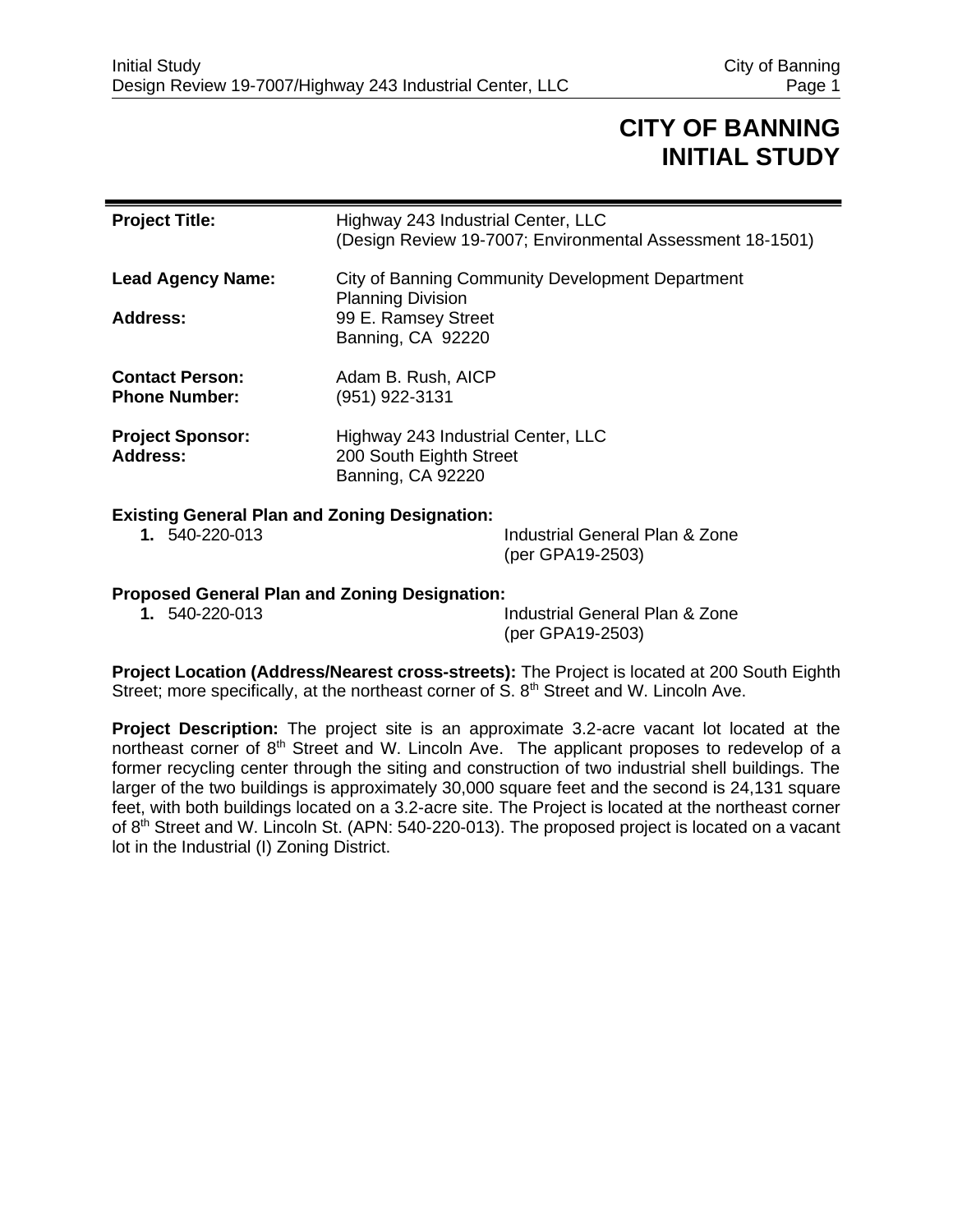# CITY OF BANNING INITIAL STUDY

**Project Title:** Highway 243 Industrial Center, LLC
(Design Review 19-7007; Environmental Assessment 18-1501)

**Lead Agency Name:** City of Banning Community Development Department
Planning Division

**Address:** 99 E. Ramsey Street
Banning, CA 92220

**Contact Person:** Adam B. Rush, AICP

**Phone Number:** (951) 922-3131

**Project Sponsor:** Highway 243 Industrial Center, LLC

**Address:** 200 South Eighth Street
Banning, CA 92220

**Existing General Plan and Zoning Designation:**

1. 540-220-013 — Industrial General Plan & Zone (per GPA19-2503)

**Proposed General Plan and Zoning Designation:**

1. 540-220-013 — Industrial General Plan & Zone (per GPA19-2503)

**Project Location (Address/Nearest cross-streets):** The Project is located at 200 South Eighth Street; more specifically, at the northeast corner of S. 8th Street and W. Lincoln Ave.

**Project Description:** The project site is an approximate 3.2-acre vacant lot located at the northeast corner of 8th Street and W. Lincoln Ave. The applicant proposes to redevelop of a former recycling center through the siting and construction of two industrial shell buildings. The larger of the two buildings is approximately 30,000 square feet and the second is 24,131 square feet, with both buildings located on a 3.2-acre site. The Project is located at the northeast corner of 8th Street and W. Lincoln St. (APN: 540-220-013). The proposed project is located on a vacant lot in the Industrial (I) Zoning District.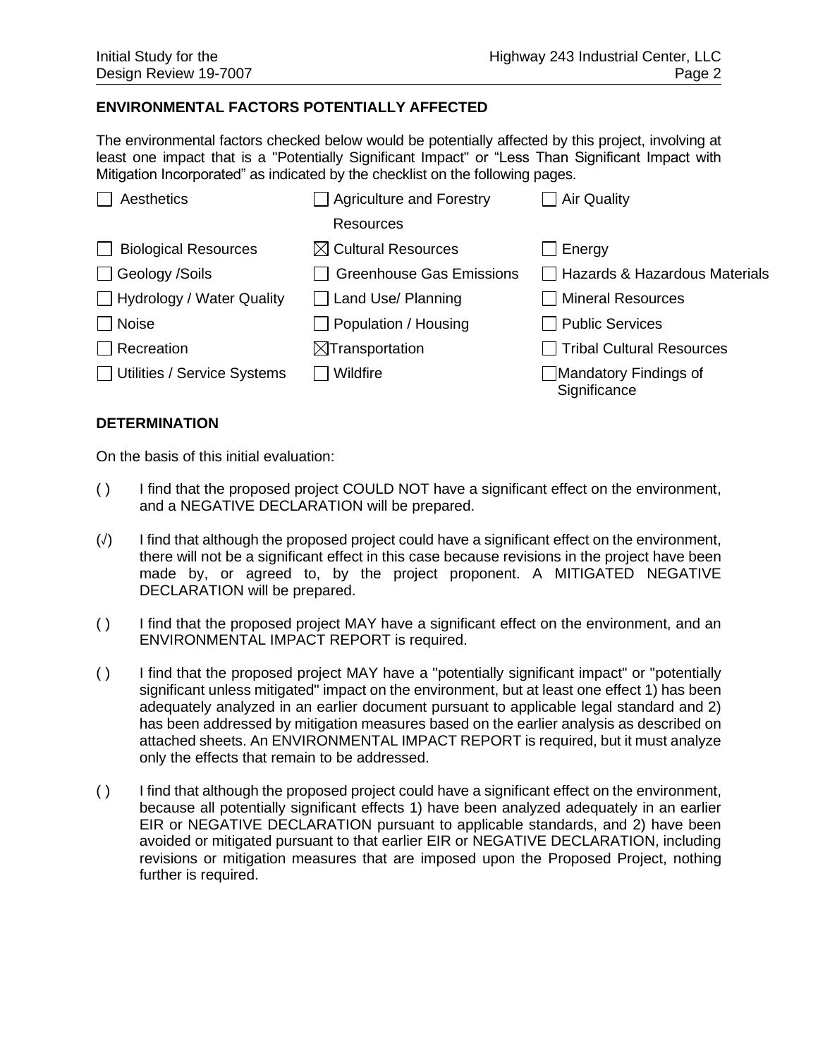## ENVIRONMENTAL FACTORS POTENTIALLY AFFECTED

The environmental factors checked below would be potentially affected by this project, involving at least one impact that is a "Potentially Significant Impact" or "Less Than Significant Impact with Mitigation Incorporated" as indicated by the checklist on the following pages.

| | | |
|---|---|---|
| ☐ Aesthetics | ☐ Agriculture and Forestry Resources | ☐ Air Quality |
| ☐ Biological Resources | ☒ Cultural Resources | ☐ Energy |
| ☐ Geology /Soils | ☐ Greenhouse Gas Emissions | ☐ Hazards & Hazardous Materials |
| ☐ Hydrology / Water Quality | ☐ Land Use/ Planning | ☐ Mineral Resources |
| ☐ Noise | ☐ Population / Housing | ☐ Public Services |
| ☐ Recreation | ☒ Transportation | ☐ Tribal Cultural Resources |
| ☐ Utilities / Service Systems | ☐ Wildfire | ☐ Mandatory Findings of Significance |

## DETERMINATION

On the basis of this initial evaluation:

( ) I find that the proposed project COULD NOT have a significant effect on the environment, and a NEGATIVE DECLARATION will be prepared.

(√) I find that although the proposed project could have a significant effect on the environment, there will not be a significant effect in this case because revisions in the project have been made by, or agreed to, by the project proponent. A MITIGATED NEGATIVE DECLARATION will be prepared.

( ) I find that the proposed project MAY have a significant effect on the environment, and an ENVIRONMENTAL IMPACT REPORT is required.

( ) I find that the proposed project MAY have a "potentially significant impact" or "potentially significant unless mitigated" impact on the environment, but at least one effect 1) has been adequately analyzed in an earlier document pursuant to applicable legal standard and 2) has been addressed by mitigation measures based on the earlier analysis as described on attached sheets. An ENVIRONMENTAL IMPACT REPORT is required, but it must analyze only the effects that remain to be addressed.

( ) I find that although the proposed project could have a significant effect on the environment, because all potentially significant effects 1) have been analyzed adequately in an earlier EIR or NEGATIVE DECLARATION pursuant to applicable standards, and 2) have been avoided or mitigated pursuant to that earlier EIR or NEGATIVE DECLARATION, including revisions or mitigation measures that are imposed upon the Proposed Project, nothing further is required.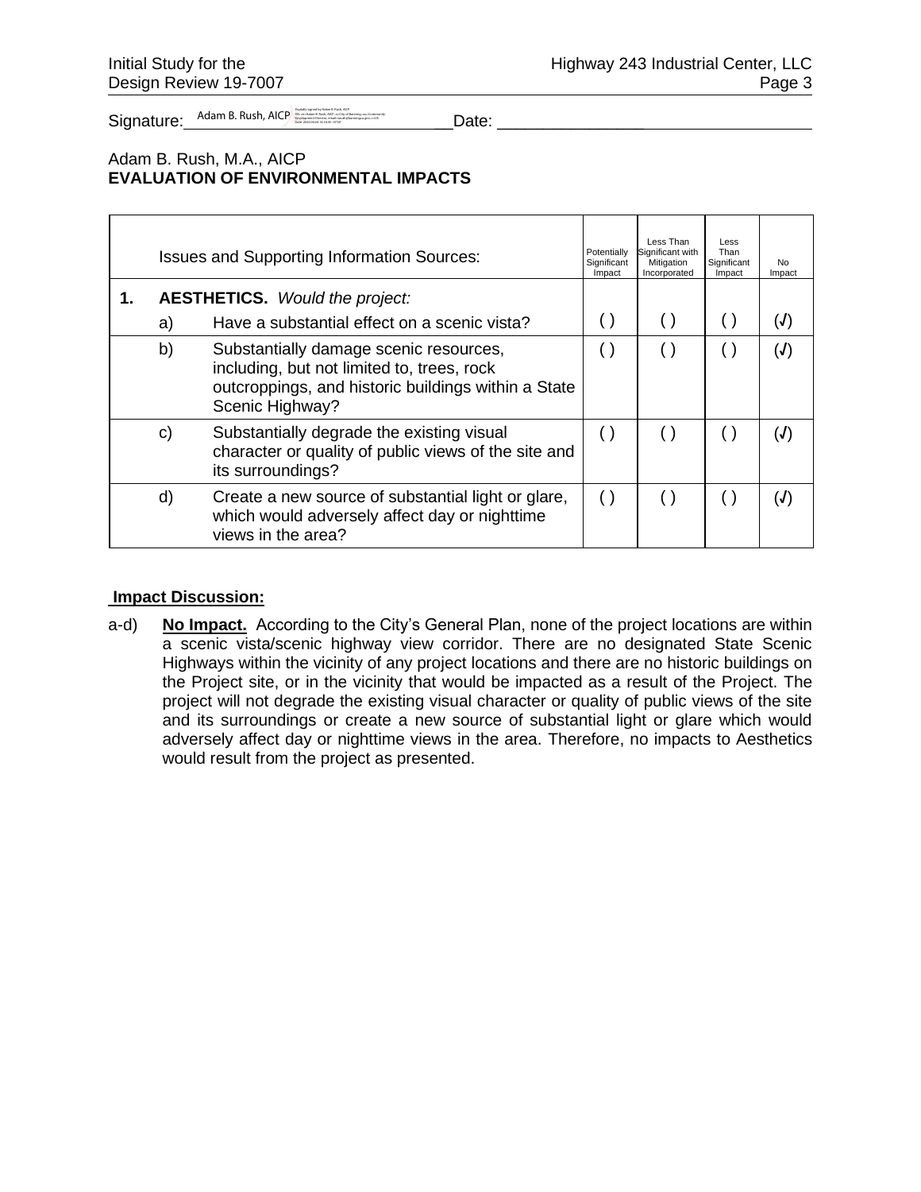Signature: Adam B. Rush, AICP ____________________ Date: ________________

Adam B. Rush, M.A., AICP
**EVALUATION OF ENVIRONMENTAL IMPACTS**

| | | Issues and Supporting Information Sources: | Potentially Significant Impact | Less Than Significant with Mitigation Incorporated | Less Than Significant Impact | No Impact |
|---|---|---|---|---|---|---|
| **1.** | **AESTHETICS.** *Would the project:* | | | | | |
| | a) | Have a substantial effect on a scenic vista? | ( ) | ( ) | ( ) | (√) |
| | b) | Substantially damage scenic resources, including, but not limited to, trees, rock outcroppings, and historic buildings within a State Scenic Highway? | ( ) | ( ) | ( ) | (√) |
| | c) | Substantially degrade the existing visual character or quality of public views of the site and its surroundings? | ( ) | ( ) | ( ) | (√) |
| | d) | Create a new source of substantial light or glare, which would adversely affect day or nighttime views in the area? | ( ) | ( ) | ( ) | (√) |

**Impact Discussion:**

a-d) **No Impact.** According to the City's General Plan, none of the project locations are within a scenic vista/scenic highway view corridor. There are no designated State Scenic Highways within the vicinity of any project locations and there are no historic buildings on the Project site, or in the vicinity that would be impacted as a result of the Project. The project will not degrade the existing visual character or quality of public views of the site and its surroundings or create a new source of substantial light or glare which would adversely affect day or nighttime views in the area. Therefore, no impacts to Aesthetics would result from the project as presented.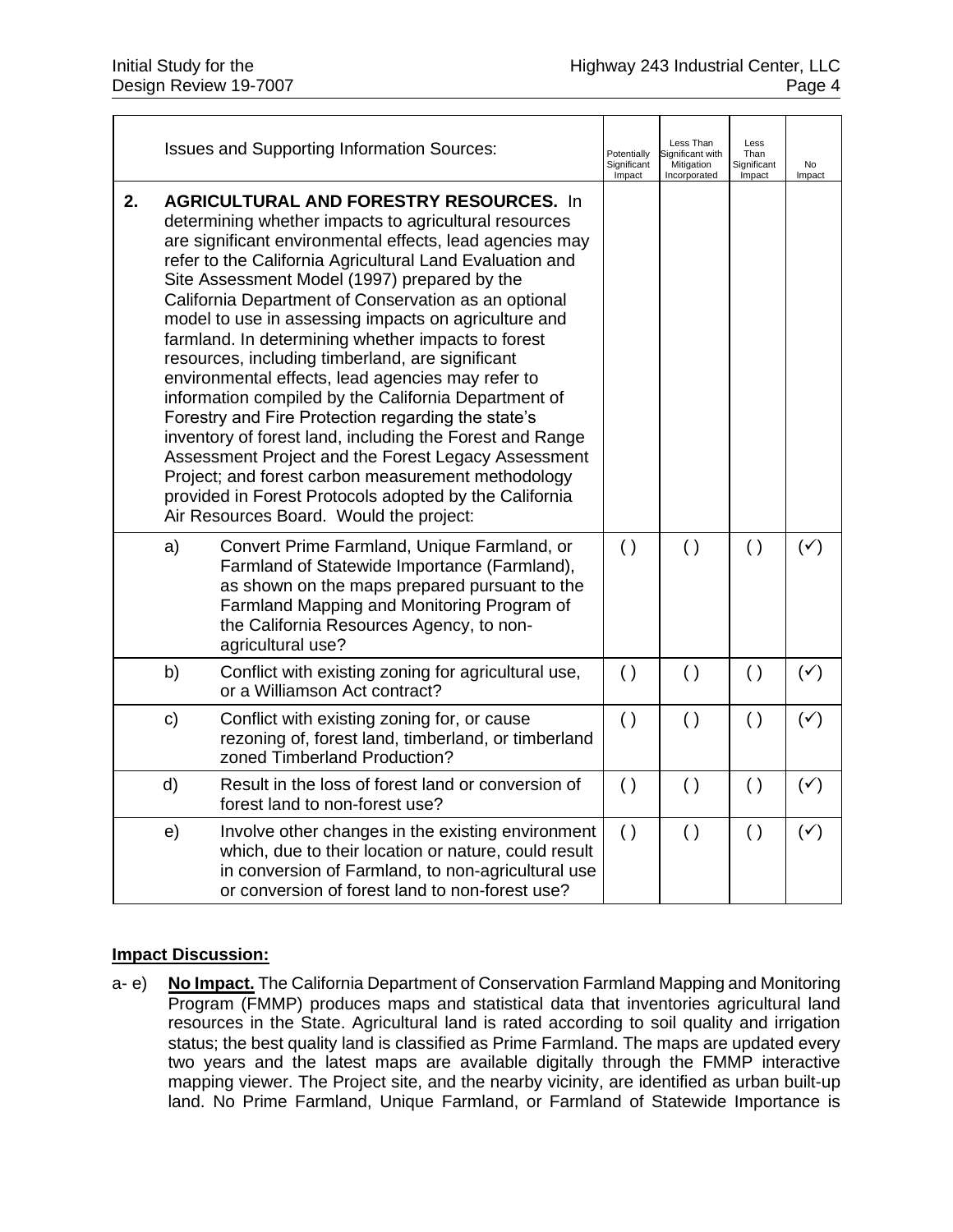| | Issues and Supporting Information Sources: | Potentially Significant Impact | Less Than Significant with Mitigation Incorporated | Less Than Significant Impact | No Impact |
|---|---|---|---|---|---|
| **2.** | **AGRICULTURAL AND FORESTRY RESOURCES.** In determining whether impacts to agricultural resources are significant environmental effects, lead agencies may refer to the California Agricultural Land Evaluation and Site Assessment Model (1997) prepared by the California Department of Conservation as an optional model to use in assessing impacts on agriculture and farmland. In determining whether impacts to forest resources, including timberland, are significant environmental effects, lead agencies may refer to information compiled by the California Department of Forestry and Fire Protection regarding the state's inventory of forest land, including the Forest and Range Assessment Project and the Forest Legacy Assessment Project; and forest carbon measurement methodology provided in Forest Protocols adopted by the California Air Resources Board. Would the project: | | | | |
| | a) Convert Prime Farmland, Unique Farmland, or Farmland of Statewide Importance (Farmland), as shown on the maps prepared pursuant to the Farmland Mapping and Monitoring Program of the California Resources Agency, to non-agricultural use? | ( ) | ( ) | ( ) | (✓) |
| | b) Conflict with existing zoning for agricultural use, or a Williamson Act contract? | ( ) | ( ) | ( ) | (✓) |
| | c) Conflict with existing zoning for, or cause rezoning of, forest land, timberland, or timberland zoned Timberland Production? | ( ) | ( ) | ( ) | (✓) |
| | d) Result in the loss of forest land or conversion of forest land to non-forest use? | ( ) | ( ) | ( ) | (✓) |
| | e) Involve other changes in the existing environment which, due to their location or nature, could result in conversion of Farmland, to non-agricultural use or conversion of forest land to non-forest use? | ( ) | ( ) | ( ) | (✓) |

**Impact Discussion:**

a- e) **No Impact.** The California Department of Conservation Farmland Mapping and Monitoring Program (FMMP) produces maps and statistical data that inventories agricultural land resources in the State. Agricultural land is rated according to soil quality and irrigation status; the best quality land is classified as Prime Farmland. The maps are updated every two years and the latest maps are available digitally through the FMMP interactive mapping viewer. The Project site, and the nearby vicinity, are identified as urban built-up land. No Prime Farmland, Unique Farmland, or Farmland of Statewide Importance is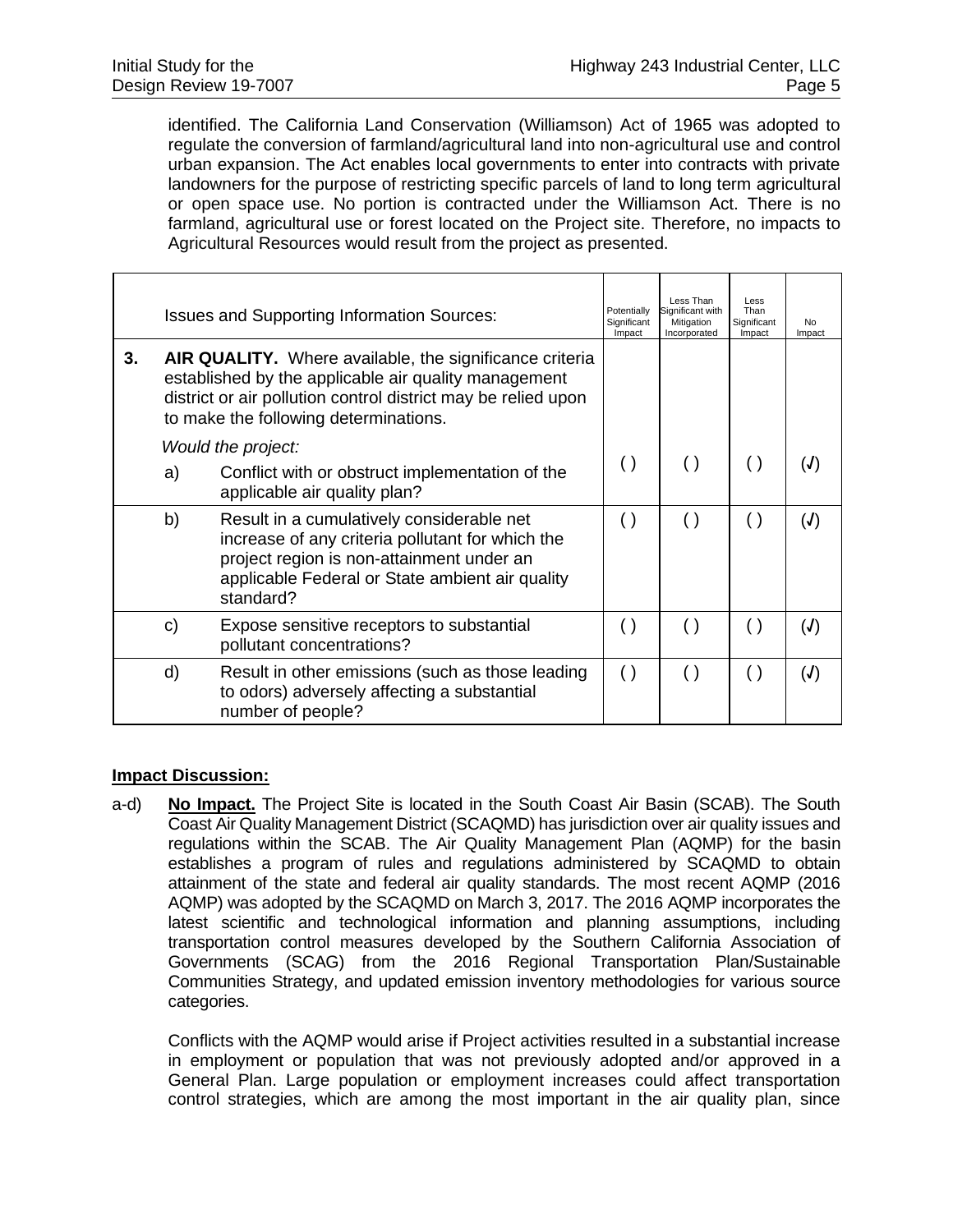identified. The California Land Conservation (Williamson) Act of 1965 was adopted to regulate the conversion of farmland/agricultural land into non-agricultural use and control urban expansion. The Act enables local governments to enter into contracts with private landowners for the purpose of restricting specific parcels of land to long term agricultural or open space use. No portion is contracted under the Williamson Act. There is no farmland, agricultural use or forest located on the Project site. Therefore, no impacts to Agricultural Resources would result from the project as presented.

| | | Issues and Supporting Information Sources: | Potentially Significant Impact | Less Than Significant with Mitigation Incorporated | Less Than Significant Impact | No Impact |
|---|---|---|---|---|---|---|
| **3.** | | **AIR QUALITY.** Where available, the significance criteria established by the applicable air quality management district or air pollution control district may be relied upon to make the following determinations. | | | | |
| | | *Would the project:* | | | | |
| | a) | Conflict with or obstruct implementation of the applicable air quality plan? | ( ) | ( ) | ( ) | (√) |
| | b) | Result in a cumulatively considerable net increase of any criteria pollutant for which the project region is non-attainment under an applicable Federal or State ambient air quality standard? | ( ) | ( ) | ( ) | (√) |
| | c) | Expose sensitive receptors to substantial pollutant concentrations? | ( ) | ( ) | ( ) | (√) |
| | d) | Result in other emissions (such as those leading to odors) adversely affecting a substantial number of people? | ( ) | ( ) | ( ) | (√) |

**Impact Discussion:**

a-d) **No Impact.** The Project Site is located in the South Coast Air Basin (SCAB). The South Coast Air Quality Management District (SCAQMD) has jurisdiction over air quality issues and regulations within the SCAB. The Air Quality Management Plan (AQMP) for the basin establishes a program of rules and regulations administered by SCAQMD to obtain attainment of the state and federal air quality standards. The most recent AQMP (2016 AQMP) was adopted by the SCAQMD on March 3, 2017. The 2016 AQMP incorporates the latest scientific and technological information and planning assumptions, including transportation control measures developed by the Southern California Association of Governments (SCAG) from the 2016 Regional Transportation Plan/Sustainable Communities Strategy, and updated emission inventory methodologies for various source categories.

Conflicts with the AQMP would arise if Project activities resulted in a substantial increase in employment or population that was not previously adopted and/or approved in a General Plan. Large population or employment increases could affect transportation control strategies, which are among the most important in the air quality plan, since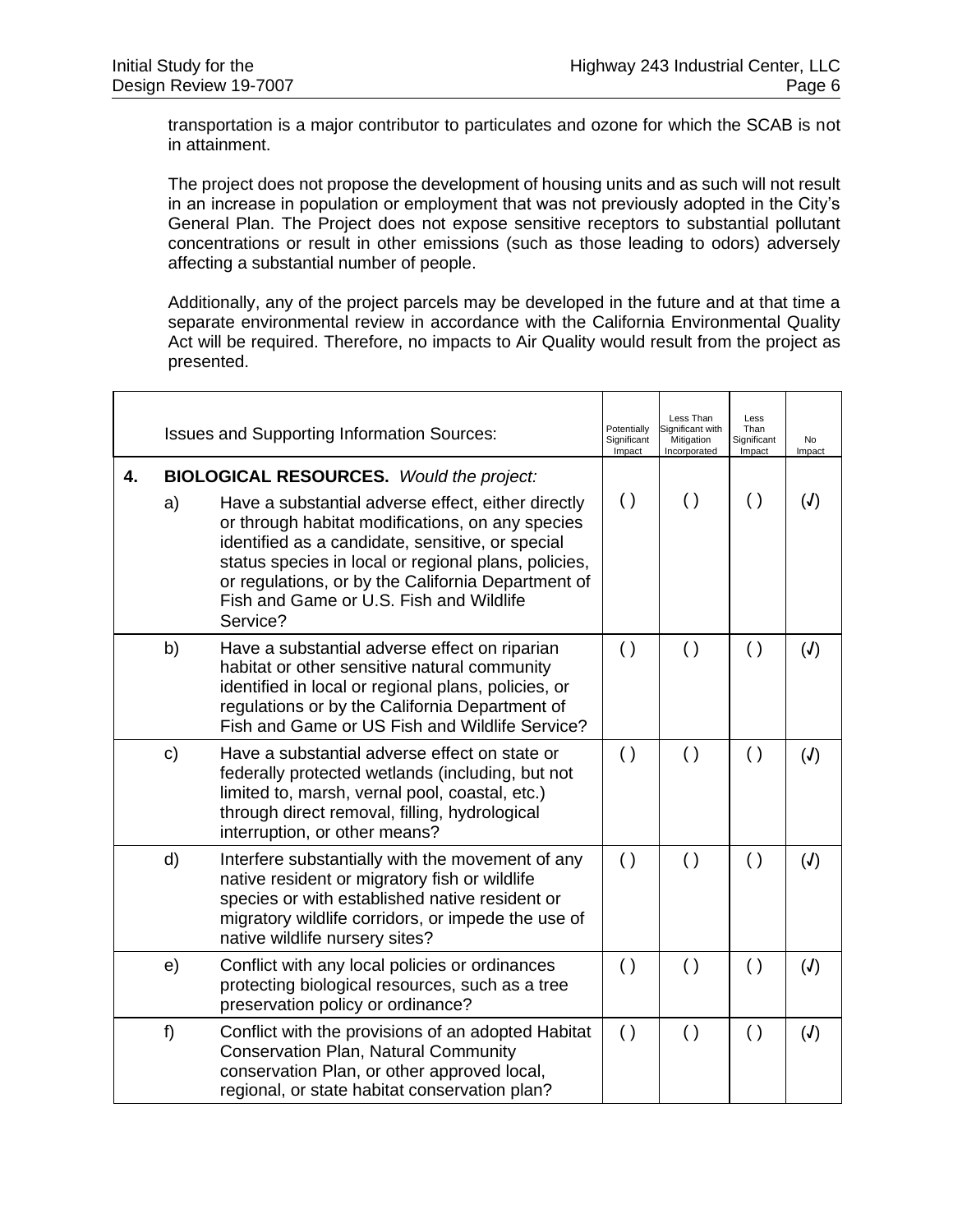transportation is a major contributor to particulates and ozone for which the SCAB is not in attainment.

The project does not propose the development of housing units and as such will not result in an increase in population or employment that was not previously adopted in the City's General Plan. The Project does not expose sensitive receptors to substantial pollutant concentrations or result in other emissions (such as those leading to odors) adversely affecting a substantial number of people.

Additionally, any of the project parcels may be developed in the future and at that time a separate environmental review in accordance with the California Environmental Quality Act will be required. Therefore, no impacts to Air Quality would result from the project as presented.

| | | Issues and Supporting Information Sources: | Potentially Significant Impact | Less Than Significant with Mitigation Incorporated | Less Than Significant Impact | No Impact |
|---|---|---|---|---|---|---|
| **4.** | | **BIOLOGICAL RESOURCES.** *Would the project:* | | | | |
| | a) | Have a substantial adverse effect, either directly or through habitat modifications, on any species identified as a candidate, sensitive, or special status species in local or regional plans, policies, or regulations, or by the California Department of Fish and Game or U.S. Fish and Wildlife Service? | ( ) | ( ) | ( ) | (✓) |
| | b) | Have a substantial adverse effect on riparian habitat or other sensitive natural community identified in local or regional plans, policies, or regulations or by the California Department of Fish and Game or US Fish and Wildlife Service? | ( ) | ( ) | ( ) | (✓) |
| | c) | Have a substantial adverse effect on state or federally protected wetlands (including, but not limited to, marsh, vernal pool, coastal, etc.) through direct removal, filling, hydrological interruption, or other means? | ( ) | ( ) | ( ) | (✓) |
| | d) | Interfere substantially with the movement of any native resident or migratory fish or wildlife species or with established native resident or migratory wildlife corridors, or impede the use of native wildlife nursery sites? | ( ) | ( ) | ( ) | (✓) |
| | e) | Conflict with any local policies or ordinances protecting biological resources, such as a tree preservation policy or ordinance? | ( ) | ( ) | ( ) | (✓) |
| | f) | Conflict with the provisions of an adopted Habitat Conservation Plan, Natural Community conservation Plan, or other approved local, regional, or state habitat conservation plan? | ( ) | ( ) | ( ) | (✓) |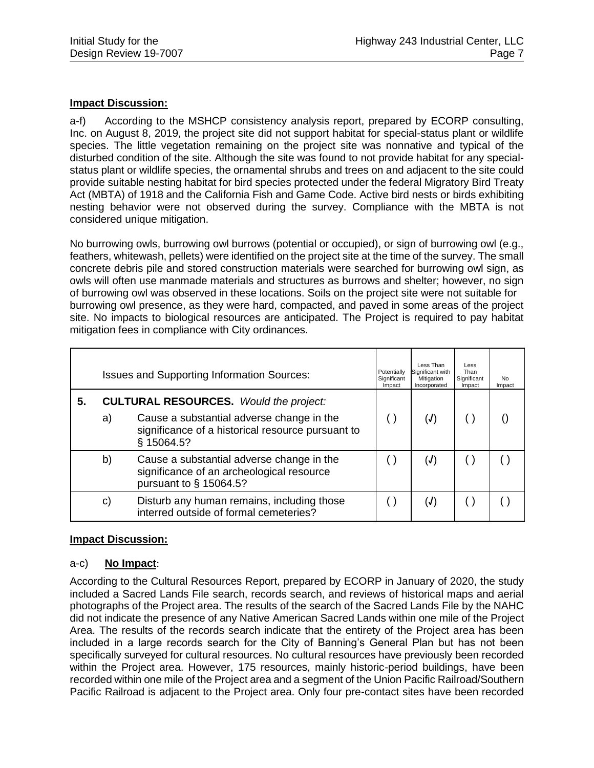**Impact Discussion:**

a-f) According to the MSHCP consistency analysis report, prepared by ECORP consulting, Inc. on August 8, 2019, the project site did not support habitat for special-status plant or wildlife species. The little vegetation remaining on the project site was nonnative and typical of the disturbed condition of the site. Although the site was found to not provide habitat for any special-status plant or wildlife species, the ornamental shrubs and trees on and adjacent to the site could provide suitable nesting habitat for bird species protected under the federal Migratory Bird Treaty Act (MBTA) of 1918 and the California Fish and Game Code. Active bird nests or birds exhibiting nesting behavior were not observed during the survey. Compliance with the MBTA is not considered unique mitigation.

No burrowing owls, burrowing owl burrows (potential or occupied), or sign of burrowing owl (e.g., feathers, whitewash, pellets) were identified on the project site at the time of the survey. The small concrete debris pile and stored construction materials were searched for burrowing owl sign, as owls will often use manmade materials and structures as burrows and shelter; however, no sign of burrowing owl was observed in these locations. Soils on the project site were not suitable for burrowing owl presence, as they were hard, compacted, and paved in some areas of the project site. No impacts to biological resources are anticipated. The Project is required to pay habitat mitigation fees in compliance with City ordinances.

| | | Issues and Supporting Information Sources: | Potentially Significant Impact | Less Than Significant with Mitigation Incorporated | Less Than Significant Impact | No Impact |
|---|---|---|---|---|---|---|
| **5.** | **CULTURAL RESOURCES.** *Would the project:* | | | | | |
| | a) | Cause a substantial adverse change in the significance of a historical resource pursuant to § 15064.5? | ( ) | (√) | ( ) | () |
| | b) | Cause a substantial adverse change in the significance of an archeological resource pursuant to § 15064.5? | ( ) | (√) | ( ) | ( ) |
| | c) | Disturb any human remains, including those interred outside of formal cemeteries? | ( ) | (√) | ( ) | ( ) |

**Impact Discussion:**

a-c) **No Impact**:

According to the Cultural Resources Report, prepared by ECORP in January of 2020, the study included a Sacred Lands File search, records search, and reviews of historical maps and aerial photographs of the Project area. The results of the search of the Sacred Lands File by the NAHC did not indicate the presence of any Native American Sacred Lands within one mile of the Project Area. The results of the records search indicate that the entirety of the Project area has been included in a large records search for the City of Banning's General Plan but has not been specifically surveyed for cultural resources. No cultural resources have previously been recorded within the Project area. However, 175 resources, mainly historic-period buildings, have been recorded within one mile of the Project area and a segment of the Union Pacific Railroad/Southern Pacific Railroad is adjacent to the Project area. Only four pre-contact sites have been recorded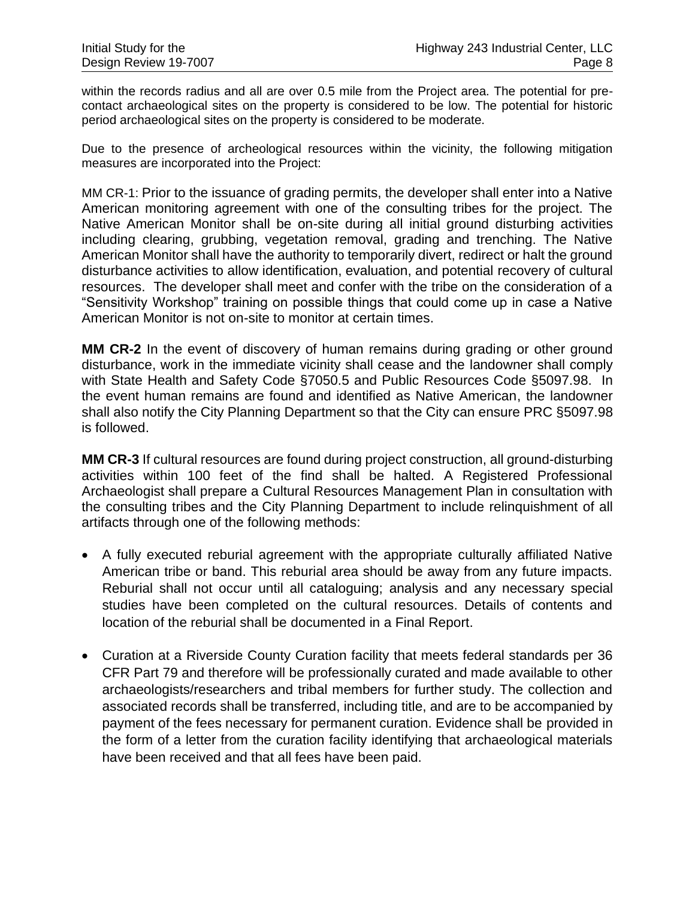within the records radius and all are over 0.5 mile from the Project area. The potential for pre-contact archaeological sites on the property is considered to be low. The potential for historic period archaeological sites on the property is considered to be moderate.

Due to the presence of archeological resources within the vicinity, the following mitigation measures are incorporated into the Project:

MM CR-1: Prior to the issuance of grading permits, the developer shall enter into a Native American monitoring agreement with one of the consulting tribes for the project. The Native American Monitor shall be on-site during all initial ground disturbing activities including clearing, grubbing, vegetation removal, grading and trenching. The Native American Monitor shall have the authority to temporarily divert, redirect or halt the ground disturbance activities to allow identification, evaluation, and potential recovery of cultural resources. The developer shall meet and confer with the tribe on the consideration of a "Sensitivity Workshop" training on possible things that could come up in case a Native American Monitor is not on-site to monitor at certain times.

**MM CR-2** In the event of discovery of human remains during grading or other ground disturbance, work in the immediate vicinity shall cease and the landowner shall comply with State Health and Safety Code §7050.5 and Public Resources Code §5097.98. In the event human remains are found and identified as Native American, the landowner shall also notify the City Planning Department so that the City can ensure PRC §5097.98 is followed.

**MM CR-3** If cultural resources are found during project construction, all ground-disturbing activities within 100 feet of the find shall be halted. A Registered Professional Archaeologist shall prepare a Cultural Resources Management Plan in consultation with the consulting tribes and the City Planning Department to include relinquishment of all artifacts through one of the following methods:

- A fully executed reburial agreement with the appropriate culturally affiliated Native American tribe or band. This reburial area should be away from any future impacts. Reburial shall not occur until all cataloguing; analysis and any necessary special studies have been completed on the cultural resources. Details of contents and location of the reburial shall be documented in a Final Report.

- Curation at a Riverside County Curation facility that meets federal standards per 36 CFR Part 79 and therefore will be professionally curated and made available to other archaeologists/researchers and tribal members for further study. The collection and associated records shall be transferred, including title, and are to be accompanied by payment of the fees necessary for permanent curation. Evidence shall be provided in the form of a letter from the curation facility identifying that archaeological materials have been received and that all fees have been paid.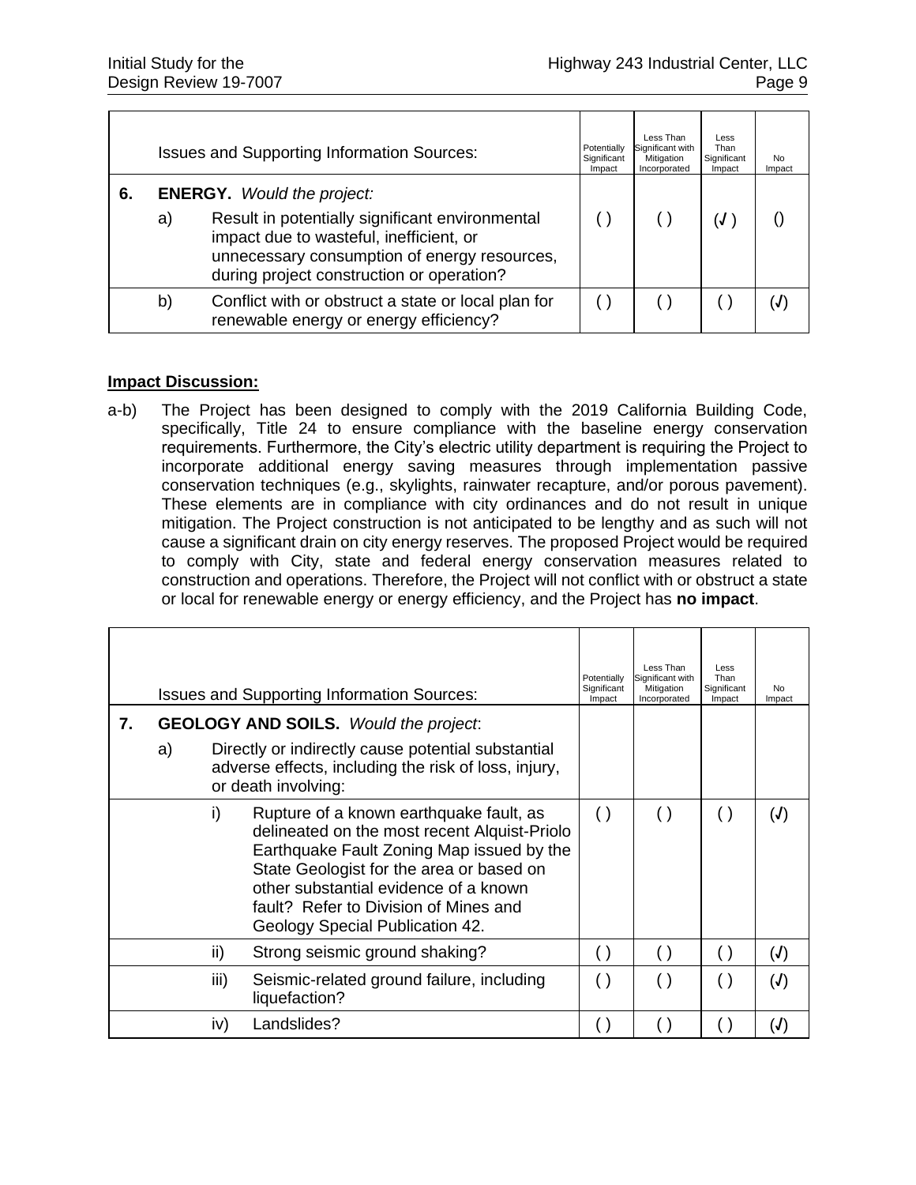| | | Issues and Supporting Information Sources: | Potentially Significant Impact | Less Than Significant with Mitigation Incorporated | Less Than Significant Impact | No Impact |
|---|---|---|---|---|---|---|
| **6.** | | **ENERGY.** *Would the project:* | | | | |
| | a) | Result in potentially significant environmental impact due to wasteful, inefficient, or unnecessary consumption of energy resources, during project construction or operation? | ( ) | ( ) | (√ ) | () |
| | b) | Conflict with or obstruct a state or local plan for renewable energy or energy efficiency? | ( ) | ( ) | ( ) | (√) |

**Impact Discussion:**

a-b) The Project has been designed to comply with the 2019 California Building Code, specifically, Title 24 to ensure compliance with the baseline energy conservation requirements. Furthermore, the City's electric utility department is requiring the Project to incorporate additional energy saving measures through implementation passive conservation techniques (e.g., skylights, rainwater recapture, and/or porous pavement). These elements are in compliance with city ordinances and do not result in unique mitigation. The Project construction is not anticipated to be lengthy and as such will not cause a significant drain on city energy reserves. The proposed Project would be required to comply with City, state and federal energy conservation measures related to construction and operations. Therefore, the Project will not conflict with or obstruct a state or local for renewable energy or energy efficiency, and the Project has **no impact**.

| | | | Issues and Supporting Information Sources: | Potentially Significant Impact | Less Than Significant with Mitigation Incorporated | Less Than Significant Impact | No Impact |
|---|---|---|---|---|---|---|---|
| **7.** | | | **GEOLOGY AND SOILS.** *Would the project*: | | | | |
| | a) | | Directly or indirectly cause potential substantial adverse effects, including the risk of loss, injury, or death involving: | | | | |
| | | i) | Rupture of a known earthquake fault, as delineated on the most recent Alquist-Priolo Earthquake Fault Zoning Map issued by the State Geologist for the area or based on other substantial evidence of a known fault? Refer to Division of Mines and Geology Special Publication 42. | ( ) | ( ) | ( ) | (√) |
| | | ii) | Strong seismic ground shaking? | ( ) | ( ) | ( ) | (√) |
| | | iii) | Seismic-related ground failure, including liquefaction? | ( ) | ( ) | ( ) | (√) |
| | | iv) | Landslides? | ( ) | ( ) | ( ) | (√) |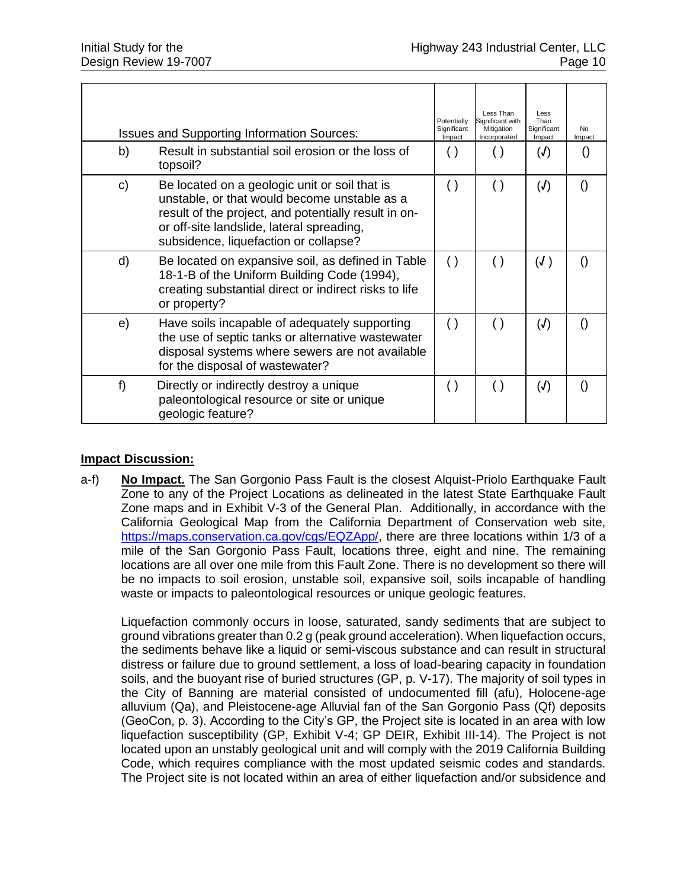| | Issues and Supporting Information Sources: | Potentially Significant Impact | Less Than Significant with Mitigation Incorporated | Less Than Significant Impact | No Impact |
|---|---|---|---|---|---|
| b) | Result in substantial soil erosion or the loss of topsoil? | ( ) | ( ) | (√) | () |
| c) | Be located on a geologic unit or soil that is unstable, or that would become unstable as a result of the project, and potentially result in on- or off-site landslide, lateral spreading, subsidence, liquefaction or collapse? | ( ) | ( ) | (√) | () |
| d) | Be located on expansive soil, as defined in Table 18-1-B of the Uniform Building Code (1994), creating substantial direct or indirect risks to life or property? | ( ) | ( ) | (√ ) | () |
| e) | Have soils incapable of adequately supporting the use of septic tanks or alternative wastewater disposal systems where sewers are not available for the disposal of wastewater? | ( ) | ( ) | (√) | () |
| f) | Directly or indirectly destroy a unique paleontological resource or site or unique geologic feature? | ( ) | ( ) | (√) | () |

**Impact Discussion:**

a-f) **No Impact.** The San Gorgonio Pass Fault is the closest Alquist-Priolo Earthquake Fault Zone to any of the Project Locations as delineated in the latest State Earthquake Fault Zone maps and in Exhibit V-3 of the General Plan. Additionally, in accordance with the California Geological Map from the California Department of Conservation web site, https://maps.conservation.ca.gov/cgs/EQZApp/, there are three locations within 1/3 of a mile of the San Gorgonio Pass Fault, locations three, eight and nine. The remaining locations are all over one mile from this Fault Zone. There is no development so there will be no impacts to soil erosion, unstable soil, expansive soil, soils incapable of handling waste or impacts to paleontological resources or unique geologic features.

Liquefaction commonly occurs in loose, saturated, sandy sediments that are subject to ground vibrations greater than 0.2 g (peak ground acceleration). When liquefaction occurs, the sediments behave like a liquid or semi-viscous substance and can result in structural distress or failure due to ground settlement, a loss of load-bearing capacity in foundation soils, and the buoyant rise of buried structures (GP, p. V-17). The majority of soil types in the City of Banning are material consisted of undocumented fill (afu), Holocene-age alluvium (Qa), and Pleistocene-age Alluvial fan of the San Gorgonio Pass (Qf) deposits (GeoCon, p. 3). According to the City's GP, the Project site is located in an area with low liquefaction susceptibility (GP, Exhibit V-4; GP DEIR, Exhibit III-14). The Project is not located upon an unstably geological unit and will comply with the 2019 California Building Code, which requires compliance with the most updated seismic codes and standards. The Project site is not located within an area of either liquefaction and/or subsidence and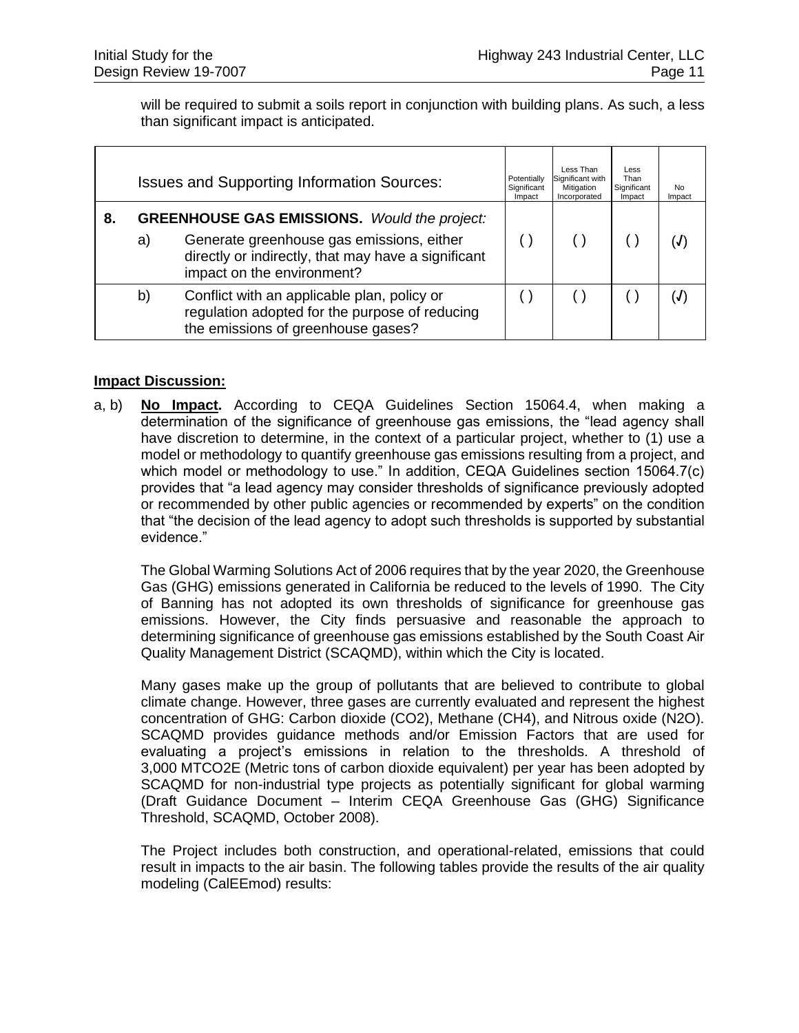will be required to submit a soils report in conjunction with building plans. As such, a less than significant impact is anticipated.

| | Issues and Supporting Information Sources: | Potentially Significant Impact | Less Than Significant with Mitigation Incorporated | Less Than Significant Impact | No Impact |
|---|---|---|---|---|---|
| **8.** | **GREENHOUSE GAS EMISSIONS.** *Would the project:* | | | | |
| | a) Generate greenhouse gas emissions, either directly or indirectly, that may have a significant impact on the environment? | ( ) | ( ) | ( ) | (√) |
| | b) Conflict with an applicable plan, policy or regulation adopted for the purpose of reducing the emissions of greenhouse gases? | ( ) | ( ) | ( ) | (√) |

**Impact Discussion:**

a, b) **No Impact.** According to CEQA Guidelines Section 15064.4, when making a determination of the significance of greenhouse gas emissions, the "lead agency shall have discretion to determine, in the context of a particular project, whether to (1) use a model or methodology to quantify greenhouse gas emissions resulting from a project, and which model or methodology to use." In addition, CEQA Guidelines section 15064.7(c) provides that "a lead agency may consider thresholds of significance previously adopted or recommended by other public agencies or recommended by experts" on the condition that "the decision of the lead agency to adopt such thresholds is supported by substantial evidence."

The Global Warming Solutions Act of 2006 requires that by the year 2020, the Greenhouse Gas (GHG) emissions generated in California be reduced to the levels of 1990. The City of Banning has not adopted its own thresholds of significance for greenhouse gas emissions. However, the City finds persuasive and reasonable the approach to determining significance of greenhouse gas emissions established by the South Coast Air Quality Management District (SCAQMD), within which the City is located.

Many gases make up the group of pollutants that are believed to contribute to global climate change. However, three gases are currently evaluated and represent the highest concentration of GHG: Carbon dioxide ($CO_2$), Methane ($CH_4$), and Nitrous oxide ($N_2O$). SCAQMD provides guidance methods and/or Emission Factors that are used for evaluating a project's emissions in relation to the thresholds. A threshold of 3,000 MTCO2E (Metric tons of carbon dioxide equivalent) per year has been adopted by SCAQMD for non-industrial type projects as potentially significant for global warming (Draft Guidance Document – Interim CEQA Greenhouse Gas (GHG) Significance Threshold, SCAQMD, October 2008).

The Project includes both construction, and operational-related, emissions that could result in impacts to the air basin. The following tables provide the results of the air quality modeling (CalEEmod) results: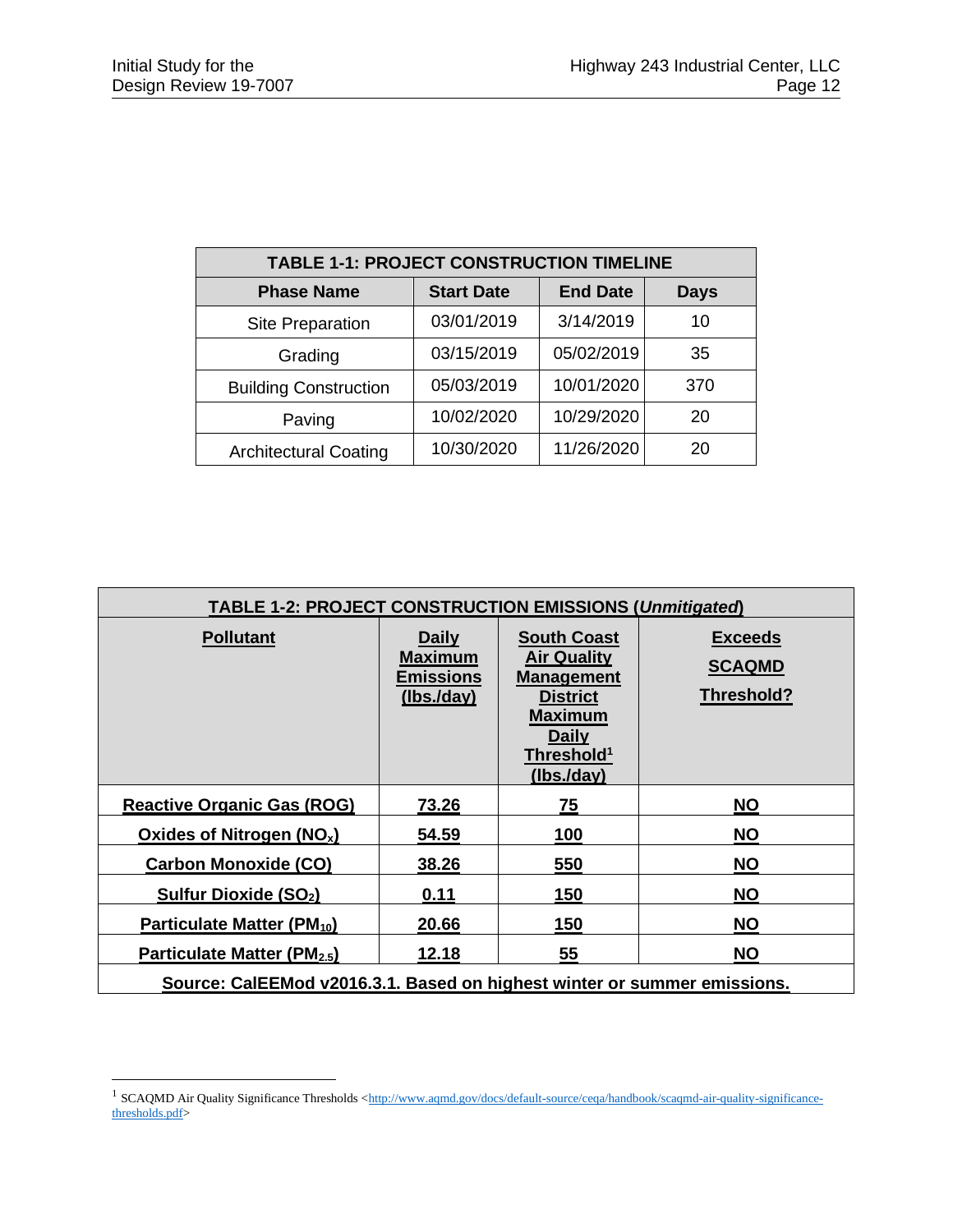| TABLE 1-1: PROJECT CONSTRUCTION TIMELINE | | | |
|---|---|---|---|
| **Phase Name** | **Start Date** | **End Date** | **Days** |
| Site Preparation | 03/01/2019 | 3/14/2019 | 10 |
| Grading | 03/15/2019 | 05/02/2019 | 35 |
| Building Construction | 05/03/2019 | 10/01/2020 | 370 |
| Paving | 10/02/2020 | 10/29/2020 | 20 |
| Architectural Coating | 10/30/2020 | 11/26/2020 | 20 |

| TABLE 1-2: PROJECT CONSTRUCTION EMISSIONS (*Unmitigated*) | | | |
|---|---|---|---|
| **Pollutant** | **Daily Maximum Emissions (lbs./day)** | **South Coast Air Quality Management District Maximum Daily Threshold[1] (lbs./day)** | **Exceeds SCAQMD Threshold?** |
| **Reactive Organic Gas (ROG)** | **73.26** | **75** | **NO** |
| **Oxides of Nitrogen ($NO_x$)** | **54.59** | **100** | **NO** |
| **Carbon Monoxide (CO)** | **38.26** | **550** | **NO** |
| **Sulfur Dioxide ($SO_2$)** | **0.11** | **150** | **NO** |
| **Particulate Matter ($PM_{10}$)** | **20.66** | **150** | **NO** |
| **Particulate Matter ($PM_{2.5}$)** | **12.18** | **55** | **NO** |
| **Source: CalEEMod v2016.3.1. Based on highest winter or summer emissions.** | | | |

[1] SCAQMD Air Quality Significance Thresholds <http://www.aqmd.gov/docs/default-source/ceqa/handbook/scaqmd-air-quality-significance-thresholds.pdf>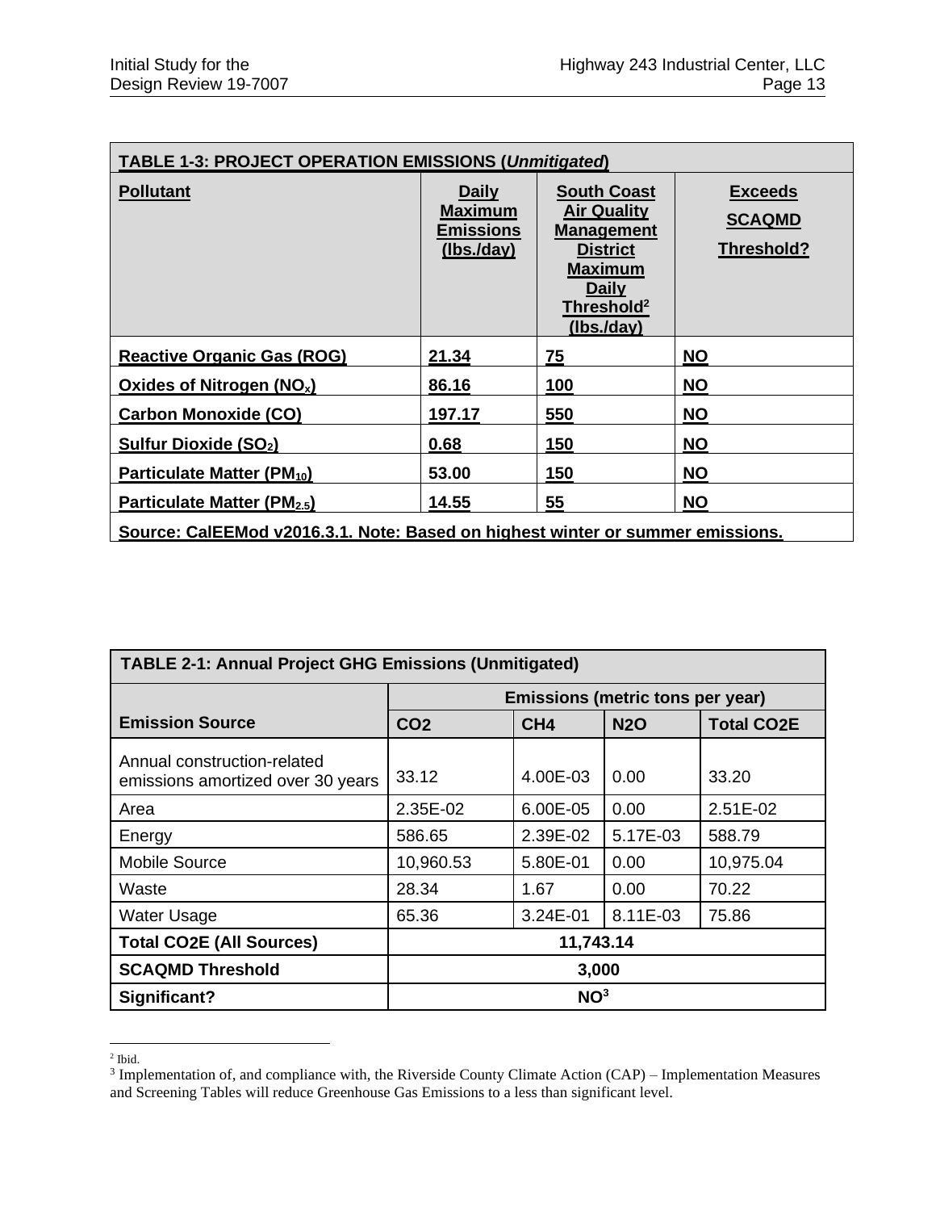| TABLE 1-3: PROJECT OPERATION EMISSIONS (*Unmitigated*) | | | |
|---|---|---|---|
| **Pollutant** | **Daily Maximum Emissions (lbs./day)** | **South Coast Air Quality Management District Maximum Daily Threshold[2] (lbs./day)** | **Exceeds SCAQMD Threshold?** |
| **Reactive Organic Gas (ROG)** | **21.34** | **75** | **NO** |
| **Oxides of Nitrogen ($NO_x$)** | **86.16** | **100** | **NO** |
| **Carbon Monoxide (CO)** | **197.17** | **550** | **NO** |
| **Sulfur Dioxide ($SO_2$)** | **0.68** | **150** | **NO** |
| **Particulate Matter ($PM_{10}$)** | **53.00** | **150** | **NO** |
| **Particulate Matter ($PM_{2.5}$)** | **14.55** | **55** | **NO** |
| **Source: CalEEMod v2016.3.1. Note: Based on highest winter or summer emissions.** | | | |

| TABLE 2-1: Annual Project GHG Emissions (Unmitigated) | | | | |
|---|---|---|---|---|
| | **Emissions (metric tons per year)** | | | |
| **Emission Source** | **CO2** | **CH4** | **N2O** | **Total CO2E** |
| Annual construction-related emissions amortized over 30 years | 33.12 | 4.00E-03 | 0.00 | 33.20 |
| Area | 2.35E-02 | 6.00E-05 | 0.00 | 2.51E-02 |
| Energy | 586.65 | 2.39E-02 | 5.17E-03 | 588.79 |
| Mobile Source | 10,960.53 | 5.80E-01 | 0.00 | 10,975.04 |
| Waste | 28.34 | 1.67 | 0.00 | 70.22 |
| Water Usage | 65.36 | 3.24E-01 | 8.11E-03 | 75.86 |
| **Total CO2E (All Sources)** | **11,743.14** | | | |
| **SCAQMD Threshold** | **3,000** | | | |
| **Significant?** | **NO[3]** | | | |

[2] Ibid.

[3] Implementation of, and compliance with, the Riverside County Climate Action (CAP) – Implementation Measures and Screening Tables will reduce Greenhouse Gas Emissions to a less than significant level.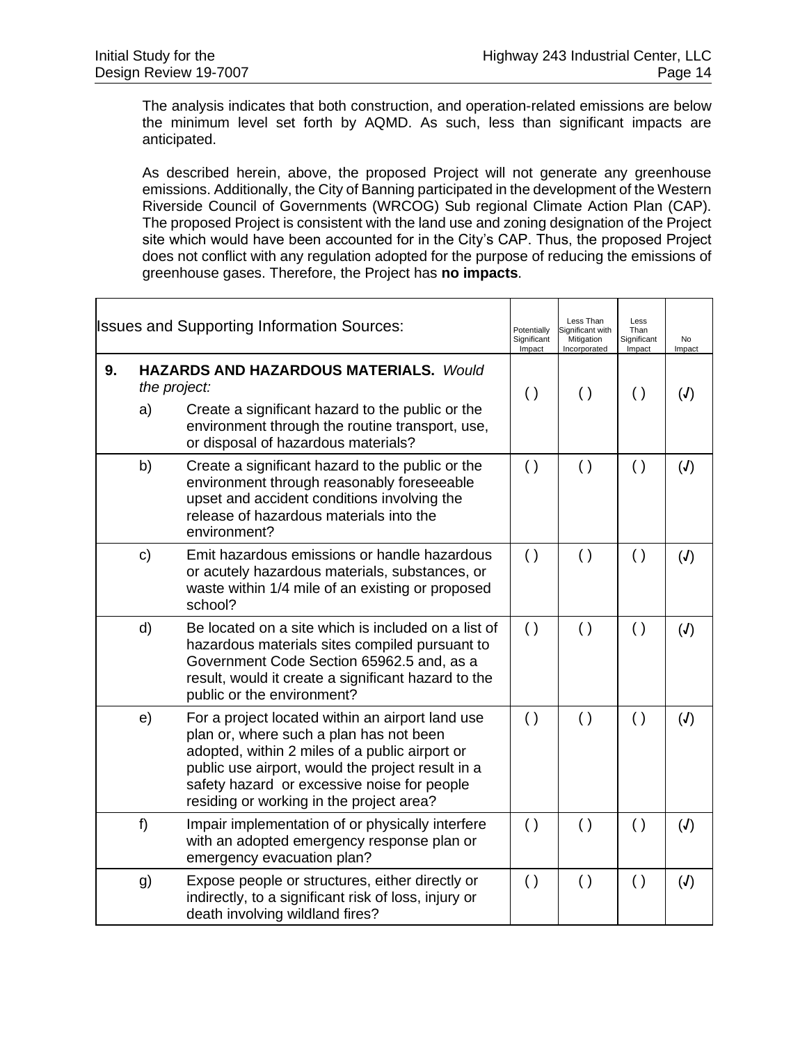The analysis indicates that both construction, and operation-related emissions are below the minimum level set forth by AQMD. As such, less than significant impacts are anticipated.

As described herein, above, the proposed Project will not generate any greenhouse emissions. Additionally, the City of Banning participated in the development of the Western Riverside Council of Governments (WRCOG) Sub regional Climate Action Plan (CAP). The proposed Project is consistent with the land use and zoning designation of the Project site which would have been accounted for in the City's CAP. Thus, the proposed Project does not conflict with any regulation adopted for the purpose of reducing the emissions of greenhouse gases. Therefore, the Project has **no impacts**.

| Issues and Supporting Information Sources: | Potentially Significant Impact | Less Than Significant with Mitigation Incorporated | Less Than Significant Impact | No Impact |
|---|---|---|---|---|
| **9. HAZARDS AND HAZARDOUS MATERIALS.** *Would the project:* a) Create a significant hazard to the public or the environment through the routine transport, use, or disposal of hazardous materials? | ( ) | ( ) | ( ) | (√) |
| b) Create a significant hazard to the public or the environment through reasonably foreseeable upset and accident conditions involving the release of hazardous materials into the environment? | ( ) | ( ) | ( ) | (√) |
| c) Emit hazardous emissions or handle hazardous or acutely hazardous materials, substances, or waste within 1/4 mile of an existing or proposed school? | ( ) | ( ) | ( ) | (√) |
| d) Be located on a site which is included on a list of hazardous materials sites compiled pursuant to Government Code Section 65962.5 and, as a result, would it create a significant hazard to the public or the environment? | ( ) | ( ) | ( ) | (√) |
| e) For a project located within an airport land use plan or, where such a plan has not been adopted, within 2 miles of a public airport or public use airport, would the project result in a safety hazard or excessive noise for people residing or working in the project area? | ( ) | ( ) | ( ) | (√) |
| f) Impair implementation of or physically interfere with an adopted emergency response plan or emergency evacuation plan? | ( ) | ( ) | ( ) | (√) |
| g) Expose people or structures, either directly or indirectly, to a significant risk of loss, injury or death involving wildland fires? | ( ) | ( ) | ( ) | (√) |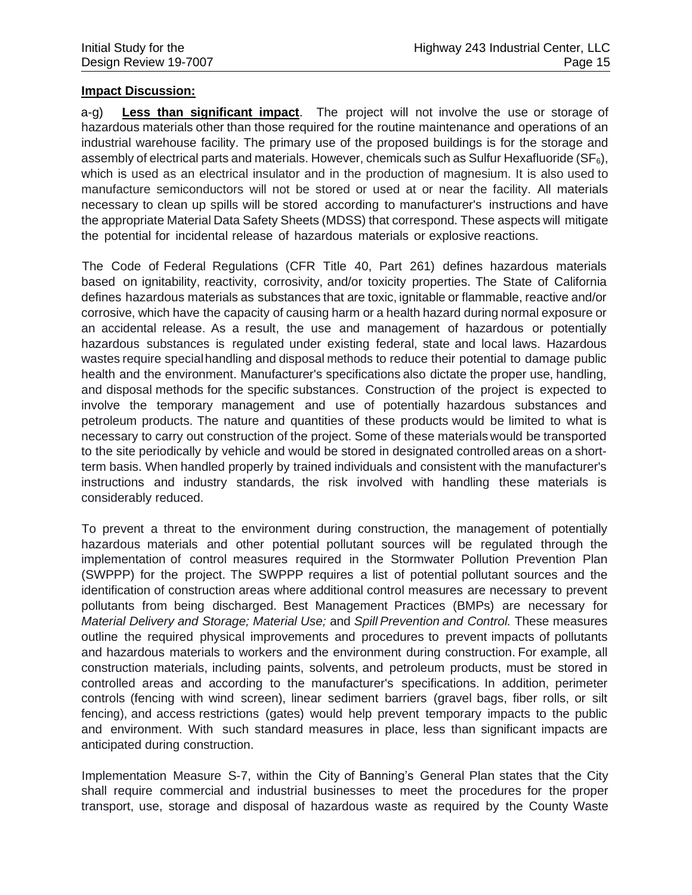**Impact Discussion:**

a-g) **Less than significant impact**. The project will not involve the use or storage of hazardous materials other than those required for the routine maintenance and operations of an industrial warehouse facility. The primary use of the proposed buildings is for the storage and assembly of electrical parts and materials. However, chemicals such as Sulfur Hexafluoride ($SF_6$), which is used as an electrical insulator and in the production of magnesium. It is also used to manufacture semiconductors will not be stored or used at or near the facility. All materials necessary to clean up spills will be stored according to manufacturer's instructions and have the appropriate Material Data Safety Sheets (MDSS) that correspond. These aspects will mitigate the potential for incidental release of hazardous materials or explosive reactions.

The Code of Federal Regulations (CFR Title 40, Part 261) defines hazardous materials based on ignitability, reactivity, corrosivity, and/or toxicity properties. The State of California defines hazardous materials as substances that are toxic, ignitable or flammable, reactive and/or corrosive, which have the capacity of causing harm or a health hazard during normal exposure or an accidental release. As a result, the use and management of hazardous or potentially hazardous substances is regulated under existing federal, state and local laws. Hazardous wastes require special handling and disposal methods to reduce their potential to damage public health and the environment. Manufacturer's specifications also dictate the proper use, handling, and disposal methods for the specific substances. Construction of the project is expected to involve the temporary management and use of potentially hazardous substances and petroleum products. The nature and quantities of these products would be limited to what is necessary to carry out construction of the project. Some of these materials would be transported to the site periodically by vehicle and would be stored in designated controlled areas on a short-term basis. When handled properly by trained individuals and consistent with the manufacturer's instructions and industry standards, the risk involved with handling these materials is considerably reduced.

To prevent a threat to the environment during construction, the management of potentially hazardous materials and other potential pollutant sources will be regulated through the implementation of control measures required in the Stormwater Pollution Prevention Plan (SWPPP) for the project. The SWPPP requires a list of potential pollutant sources and the identification of construction areas where additional control measures are necessary to prevent pollutants from being discharged. Best Management Practices (BMPs) are necessary for *Material Delivery and Storage; Material Use;* and *Spill Prevention and Control.* These measures outline the required physical improvements and procedures to prevent impacts of pollutants and hazardous materials to workers and the environment during construction. For example, all construction materials, including paints, solvents, and petroleum products, must be stored in controlled areas and according to the manufacturer's specifications. In addition, perimeter controls (fencing with wind screen), linear sediment barriers (gravel bags, fiber rolls, or silt fencing), and access restrictions (gates) would help prevent temporary impacts to the public and environment. With such standard measures in place, less than significant impacts are anticipated during construction.

Implementation Measure S-7, within the City of Banning's General Plan states that the City shall require commercial and industrial businesses to meet the procedures for the proper transport, use, storage and disposal of hazardous waste as required by the County Waste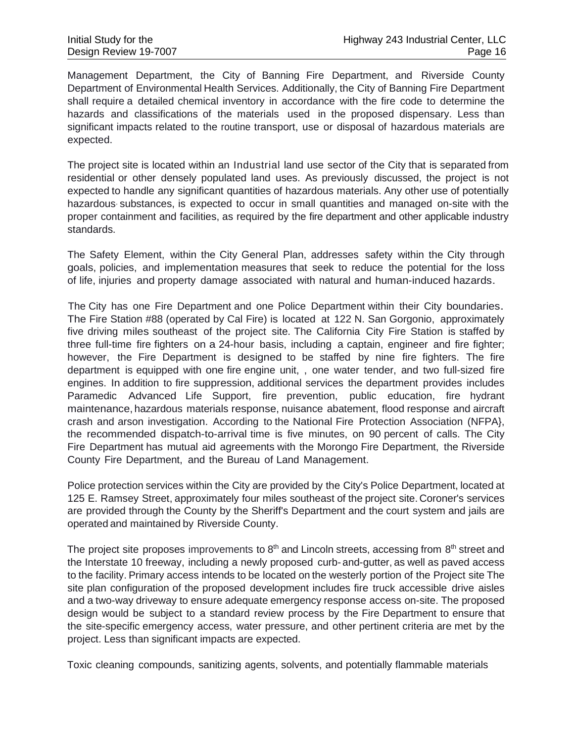Management Department, the City of Banning Fire Department, and Riverside County Department of Environmental Health Services. Additionally, the City of Banning Fire Department shall require a detailed chemical inventory in accordance with the fire code to determine the hazards and classifications of the materials used in the proposed dispensary. Less than significant impacts related to the routine transport, use or disposal of hazardous materials are expected.

The project site is located within an Industrial land use sector of the City that is separated from residential or other densely populated land uses. As previously discussed, the project is not expected to handle any significant quantities of hazardous materials. Any other use of potentially hazardous substances, is expected to occur in small quantities and managed on-site with the proper containment and facilities, as required by the fire department and other applicable industry standards.

The Safety Element, within the City General Plan, addresses safety within the City through goals, policies, and implementation measures that seek to reduce the potential for the loss of life, injuries and property damage associated with natural and human-induced hazards.

The City has one Fire Department and one Police Department within their City boundaries. The Fire Station #88 (operated by Cal Fire) is located at 122 N. San Gorgonio, approximately five driving miles southeast of the project site. The California City Fire Station is staffed by three full-time fire fighters on a 24-hour basis, including a captain, engineer and fire fighter; however, the Fire Department is designed to be staffed by nine fire fighters. The fire department is equipped with one fire engine unit, , one water tender, and two full-sized fire engines. In addition to fire suppression, additional services the department provides includes Paramedic Advanced Life Support, fire prevention, public education, fire hydrant maintenance, hazardous materials response, nuisance abatement, flood response and aircraft crash and arson investigation. According to the National Fire Protection Association (NFPA}, the recommended dispatch-to-arrival time is five minutes, on 90 percent of calls. The City Fire Department has mutual aid agreements with the Morongo Fire Department, the Riverside County Fire Department, and the Bureau of Land Management.

Police protection services within the City are provided by the City's Police Department, located at 125 E. Ramsey Street, approximately four miles southeast of the project site. Coroner's services are provided through the County by the Sheriff's Department and the court system and jails are operated and maintained by Riverside County.

The project site proposes improvements to 8th and Lincoln streets, accessing from 8th street and the Interstate 10 freeway, including a newly proposed curb- and-gutter, as well as paved access to the facility. Primary access intends to be located on the westerly portion of the Project site The site plan configuration of the proposed development includes fire truck accessible drive aisles and a two-way driveway to ensure adequate emergency response access on-site. The proposed design would be subject to a standard review process by the Fire Department to ensure that the site-specific emergency access, water pressure, and other pertinent criteria are met by the project. Less than significant impacts are expected.

Toxic cleaning compounds, sanitizing agents, solvents, and potentially flammable materials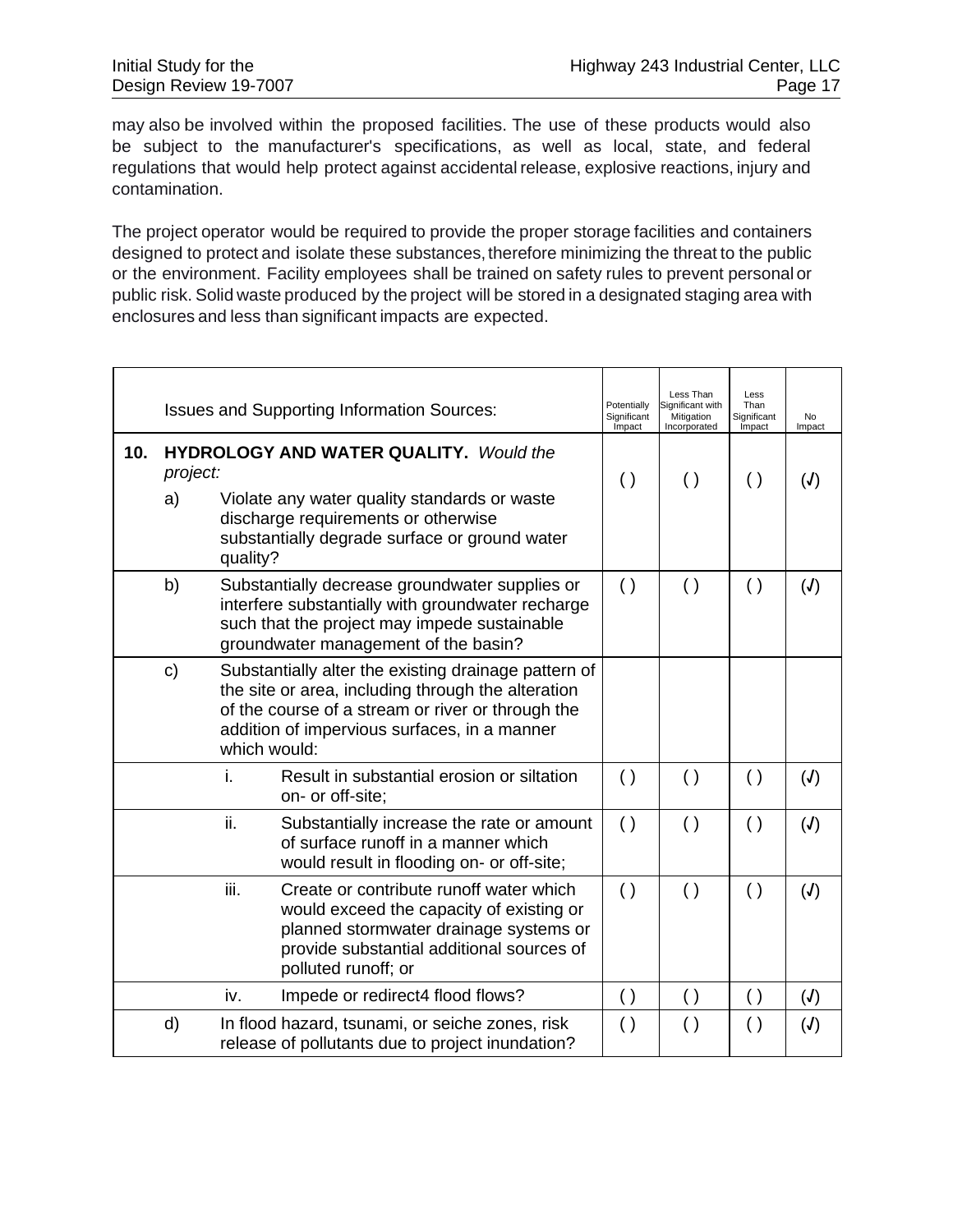may also be involved within the proposed facilities. The use of these products would also be subject to the manufacturer's specifications, as well as local, state, and federal regulations that would help protect against accidental release, explosive reactions, injury and contamination.

The project operator would be required to provide the proper storage facilities and containers designed to protect and isolate these substances, therefore minimizing the threat to the public or the environment. Facility employees shall be trained on safety rules to prevent personal or public risk. Solid waste produced by the project will be stored in a designated staging area with enclosures and less than significant impacts are expected.

| | Issues and Supporting Information Sources: | Potentially Significant Impact | Less Than Significant with Mitigation Incorporated | Less Than Significant Impact | No Impact |
|---|---|---|---|---|---|
| **10.** | **HYDROLOGY AND WATER QUALITY.** *Would the project:* | | | | |
| | a) Violate any water quality standards or waste discharge requirements or otherwise substantially degrade surface or ground water quality? | ( ) | ( ) | ( ) | (√) |
| | b) Substantially decrease groundwater supplies or interfere substantially with groundwater recharge such that the project may impede sustainable groundwater management of the basin? | ( ) | ( ) | ( ) | (√) |
| | c) Substantially alter the existing drainage pattern of the site or area, including through the alteration of the course of a stream or river or through the addition of impervious surfaces, in a manner which would: | | | | |
| | i. Result in substantial erosion or siltation on- or off-site; | ( ) | ( ) | ( ) | (√) |
| | ii. Substantially increase the rate or amount of surface runoff in a manner which would result in flooding on- or off-site; | ( ) | ( ) | ( ) | (√) |
| | iii. Create or contribute runoff water which would exceed the capacity of existing or planned stormwater drainage systems or provide substantial additional sources of polluted runoff; or | ( ) | ( ) | ( ) | (√) |
| | iv. Impede or redirect4 flood flows? | ( ) | ( ) | ( ) | (√) |
| | d) In flood hazard, tsunami, or seiche zones, risk release of pollutants due to project inundation? | ( ) | ( ) | ( ) | (√) |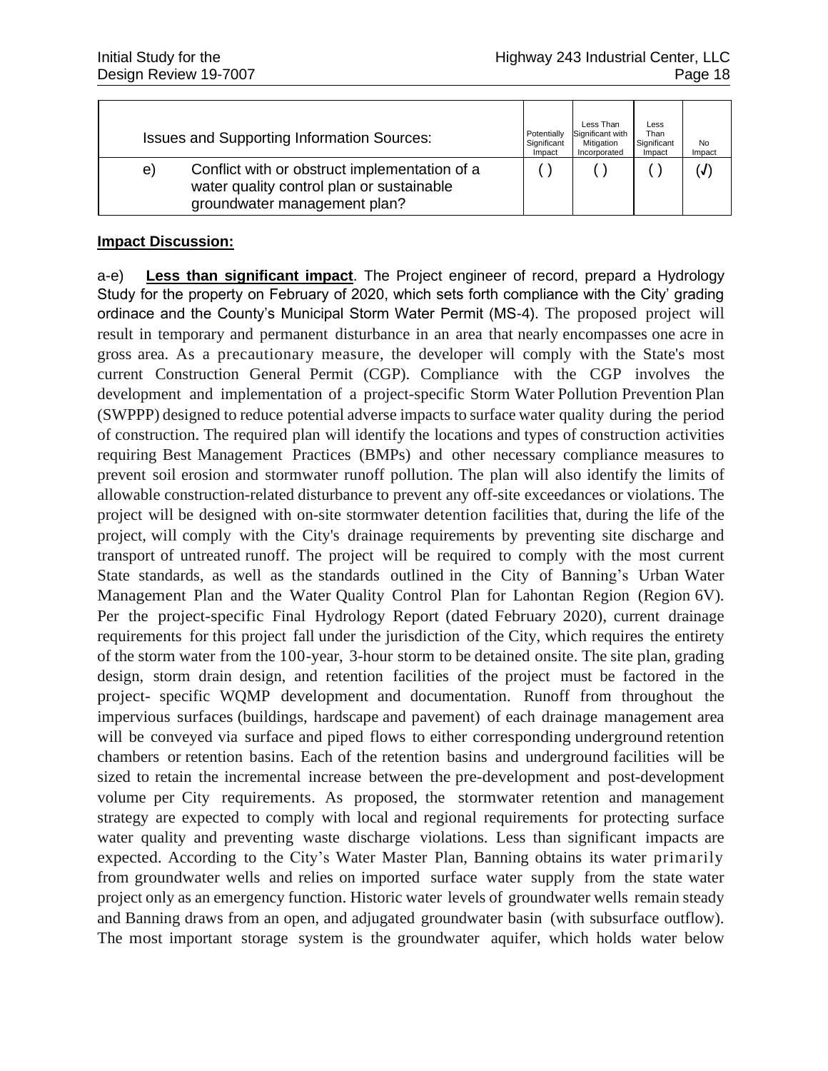| Issues and Supporting Information Sources: | | Potentially Significant Impact | Less Than Significant with Mitigation Incorporated | Less Than Significant Impact | No Impact |
|---|---|---|---|---|---|
| e) | Conflict with or obstruct implementation of a water quality control plan or sustainable groundwater management plan? | ( ) | ( ) | ( ) | (√) |

**Impact Discussion:**

a-e) **Less than significant impact**. The Project engineer of record, prepard a Hydrology Study for the property on February of 2020, which sets forth compliance with the City' grading ordinace and the County's Municipal Storm Water Permit (MS-4). The proposed project will result in temporary and permanent disturbance in an area that nearly encompasses one acre in gross area. As a precautionary measure, the developer will comply with the State's most current Construction General Permit (CGP). Compliance with the CGP involves the development and implementation of a project-specific Storm Water Pollution Prevention Plan (SWPPP) designed to reduce potential adverse impacts to surface water quality during the period of construction. The required plan will identify the locations and types of construction activities requiring Best Management Practices (BMPs) and other necessary compliance measures to prevent soil erosion and stormwater runoff pollution. The plan will also identify the limits of allowable construction-related disturbance to prevent any off-site exceedances or violations. The project will be designed with on-site stormwater detention facilities that, during the life of the project, will comply with the City's drainage requirements by preventing site discharge and transport of untreated runoff. The project will be required to comply with the most current State standards, as well as the standards outlined in the City of Banning's Urban Water Management Plan and the Water Quality Control Plan for Lahontan Region (Region 6V). Per the project-specific Final Hydrology Report (dated February 2020), current drainage requirements for this project fall under the jurisdiction of the City, which requires the entirety of the storm water from the 100-year, 3-hour storm to be detained onsite. The site plan, grading design, storm drain design, and retention facilities of the project must be factored in the project- specific WQMP development and documentation. Runoff from throughout the impervious surfaces (buildings, hardscape and pavement) of each drainage management area will be conveyed via surface and piped flows to either corresponding underground retention chambers or retention basins. Each of the retention basins and underground facilities will be sized to retain the incremental increase between the pre-development and post-development volume per City requirements. As proposed, the stormwater retention and management strategy are expected to comply with local and regional requirements for protecting surface water quality and preventing waste discharge violations. Less than significant impacts are expected. According to the City's Water Master Plan, Banning obtains its water primarily from groundwater wells and relies on imported surface water supply from the state water project only as an emergency function. Historic water levels of groundwater wells remain steady and Banning draws from an open, and adjugated groundwater basin (with subsurface outflow). The most important storage system is the groundwater aquifer, which holds water below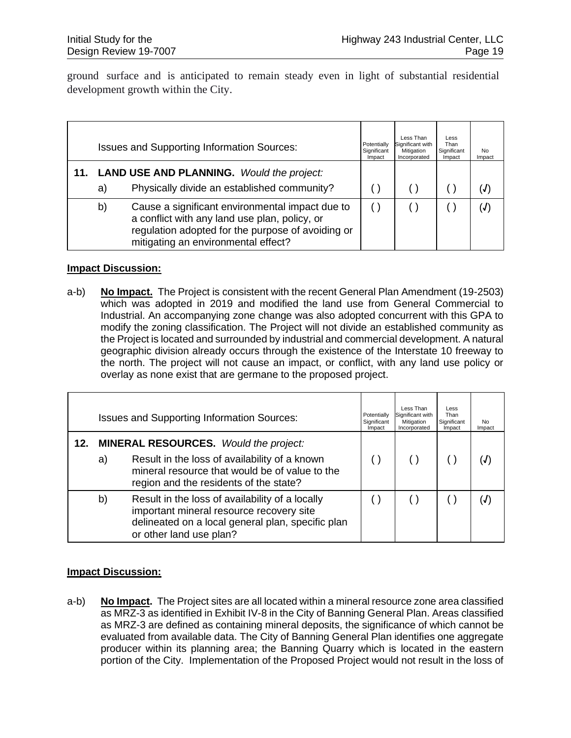ground surface and is anticipated to remain steady even in light of substantial residential development growth within the City.

| | | Issues and Supporting Information Sources: | Potentially Significant Impact | Less Than Significant with Mitigation Incorporated | Less Than Significant Impact | No Impact |
|---|---|---|---|---|---|---|
| **11.** | | **LAND USE AND PLANNING.** *Would the project:* | | | | |
| | a) | Physically divide an established community? | ( ) | ( ) | ( ) | (√) |
| | b) | Cause a significant environmental impact due to a conflict with any land use plan, policy, or regulation adopted for the purpose of avoiding or mitigating an environmental effect? | ( ) | ( ) | ( ) | (√) |

**Impact Discussion:**

a-b) **No Impact.** The Project is consistent with the recent General Plan Amendment (19-2503) which was adopted in 2019 and modified the land use from General Commercial to Industrial. An accompanying zone change was also adopted concurrent with this GPA to modify the zoning classification. The Project will not divide an established community as the Project is located and surrounded by industrial and commercial development. A natural geographic division already occurs through the existence of the Interstate 10 freeway to the north. The project will not cause an impact, or conflict, with any land use policy or overlay as none exist that are germane to the proposed project.

| | | Issues and Supporting Information Sources: | Potentially Significant Impact | Less Than Significant with Mitigation Incorporated | Less Than Significant Impact | No Impact |
|---|---|---|---|---|---|---|
| **12.** | | **MINERAL RESOURCES.** *Would the project:* | | | | |
| | a) | Result in the loss of availability of a known mineral resource that would be of value to the region and the residents of the state? | ( ) | ( ) | ( ) | (√) |
| | b) | Result in the loss of availability of a locally important mineral resource recovery site delineated on a local general plan, specific plan or other land use plan? | ( ) | ( ) | ( ) | (√) |

**Impact Discussion:**

a-b) **No Impact.** The Project sites are all located within a mineral resource zone area classified as MRZ-3 as identified in Exhibit IV-8 in the City of Banning General Plan. Areas classified as MRZ-3 are defined as containing mineral deposits, the significance of which cannot be evaluated from available data. The City of Banning General Plan identifies one aggregate producer within its planning area; the Banning Quarry which is located in the eastern portion of the City. Implementation of the Proposed Project would not result in the loss of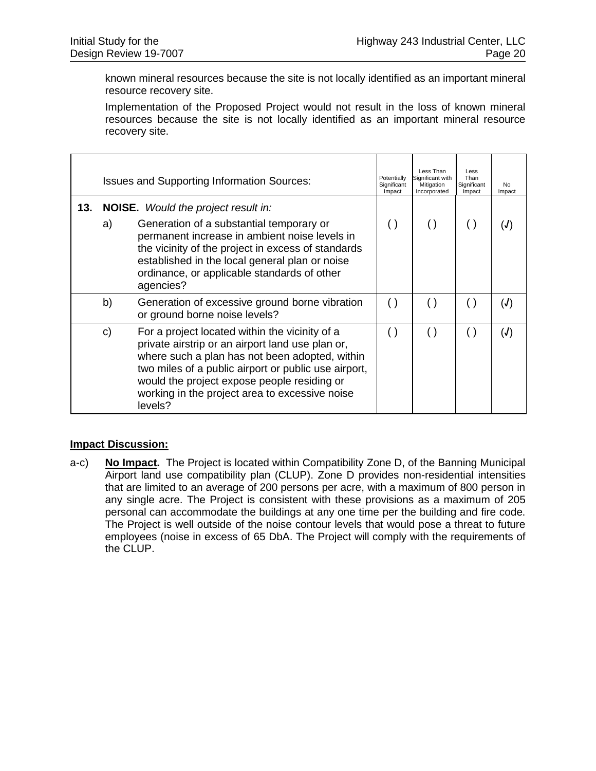known mineral resources because the site is not locally identified as an important mineral resource recovery site.

Implementation of the Proposed Project would not result in the loss of known mineral resources because the site is not locally identified as an important mineral resource recovery site.

| | | Issues and Supporting Information Sources: | Potentially Significant Impact | Less Than Significant with Mitigation Incorporated | Less Than Significant Impact | No Impact |
|---|---|---|---|---|---|---|
| **13.** | **NOISE.** *Would the project result in:* | | | | | |
| | a) | Generation of a substantial temporary or permanent increase in ambient noise levels in the vicinity of the project in excess of standards established in the local general plan or noise ordinance, or applicable standards of other agencies? | ( ) | ( ) | ( ) | (✓) |
| | b) | Generation of excessive ground borne vibration or ground borne noise levels? | ( ) | ( ) | ( ) | (✓) |
| | c) | For a project located within the vicinity of a private airstrip or an airport land use plan or, where such a plan has not been adopted, within two miles of a public airport or public use airport, would the project expose people residing or working in the project area to excessive noise levels? | ( ) | ( ) | ( ) | (✓) |

**Impact Discussion:**

a-c) **No Impact.** The Project is located within Compatibility Zone D, of the Banning Municipal Airport land use compatibility plan (CLUP). Zone D provides non-residential intensities that are limited to an average of 200 persons per acre, with a maximum of 800 person in any single acre. The Project is consistent with these provisions as a maximum of 205 personal can accommodate the buildings at any one time per the building and fire code. The Project is well outside of the noise contour levels that would pose a threat to future employees (noise in excess of 65 DbA. The Project will comply with the requirements of the CLUP.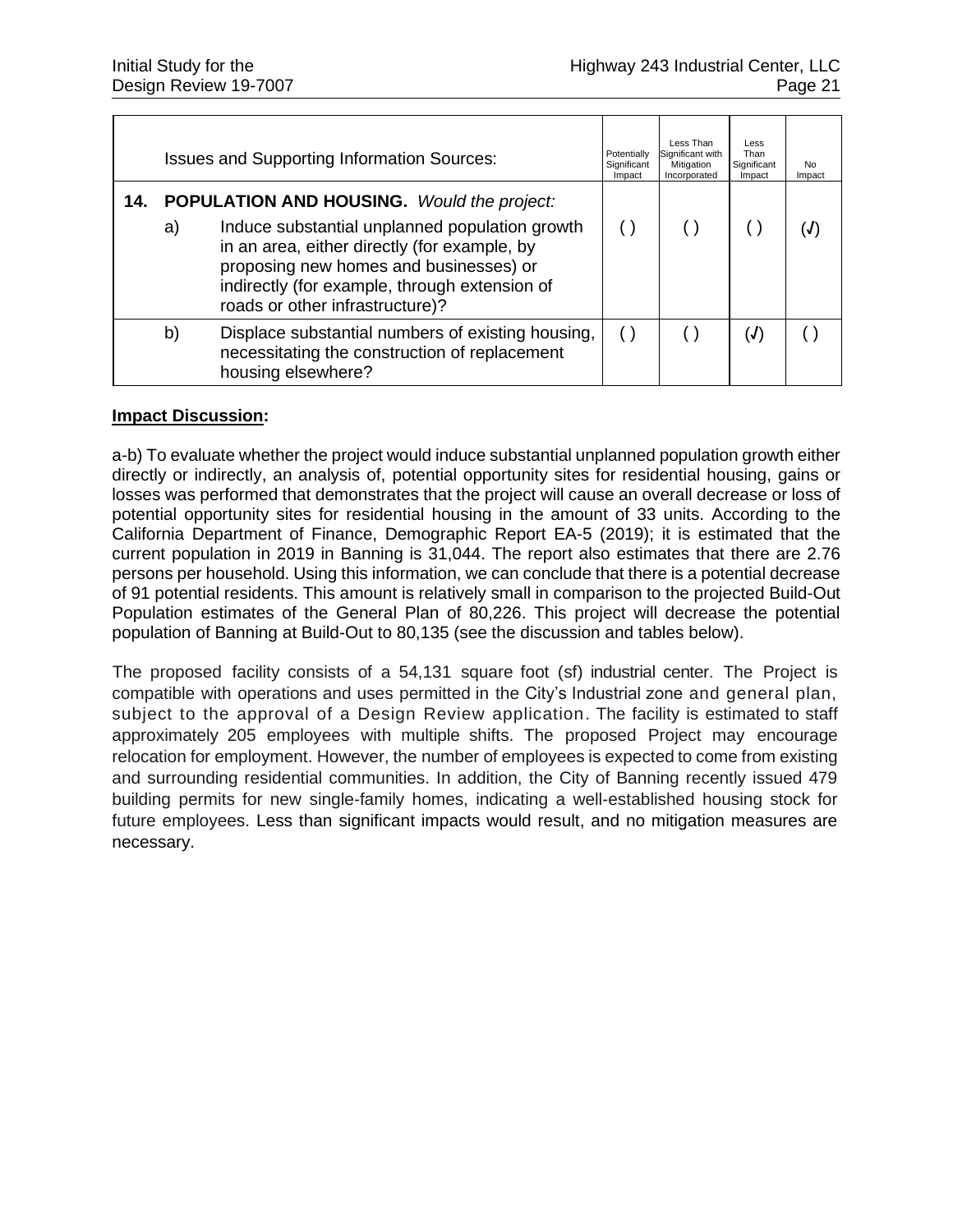| | | Issues and Supporting Information Sources: | Potentially Significant Impact | Less Than Significant with Mitigation Incorporated | Less Than Significant Impact | No Impact |
|---|---|---|---|---|---|---|
| **14.** | **POPULATION AND HOUSING.** *Would the project:* | | | | | |
| | a) | Induce substantial unplanned population growth in an area, either directly (for example, by proposing new homes and businesses) or indirectly (for example, through extension of roads or other infrastructure)? | ( ) | ( ) | ( ) | (√) |
| | b) | Displace substantial numbers of existing housing, necessitating the construction of replacement housing elsewhere? | ( ) | ( ) | (√) | ( ) |

**Impact Discussion:**

a-b) To evaluate whether the project would induce substantial unplanned population growth either directly or indirectly, an analysis of, potential opportunity sites for residential housing, gains or losses was performed that demonstrates that the project will cause an overall decrease or loss of potential opportunity sites for residential housing in the amount of 33 units. According to the California Department of Finance, Demographic Report EA-5 (2019); it is estimated that the current population in 2019 in Banning is 31,044. The report also estimates that there are 2.76 persons per household. Using this information, we can conclude that there is a potential decrease of 91 potential residents. This amount is relatively small in comparison to the projected Build-Out Population estimates of the General Plan of 80,226. This project will decrease the potential population of Banning at Build-Out to 80,135 (see the discussion and tables below).

The proposed facility consists of a 54,131 square foot (sf) industrial center. The Project is compatible with operations and uses permitted in the City's Industrial zone and general plan, subject to the approval of a Design Review application. The facility is estimated to staff approximately 205 employees with multiple shifts. The proposed Project may encourage relocation for employment. However, the number of employees is expected to come from existing and surrounding residential communities. In addition, the City of Banning recently issued 479 building permits for new single-family homes, indicating a well-established housing stock for future employees. Less than significant impacts would result, and no mitigation measures are necessary.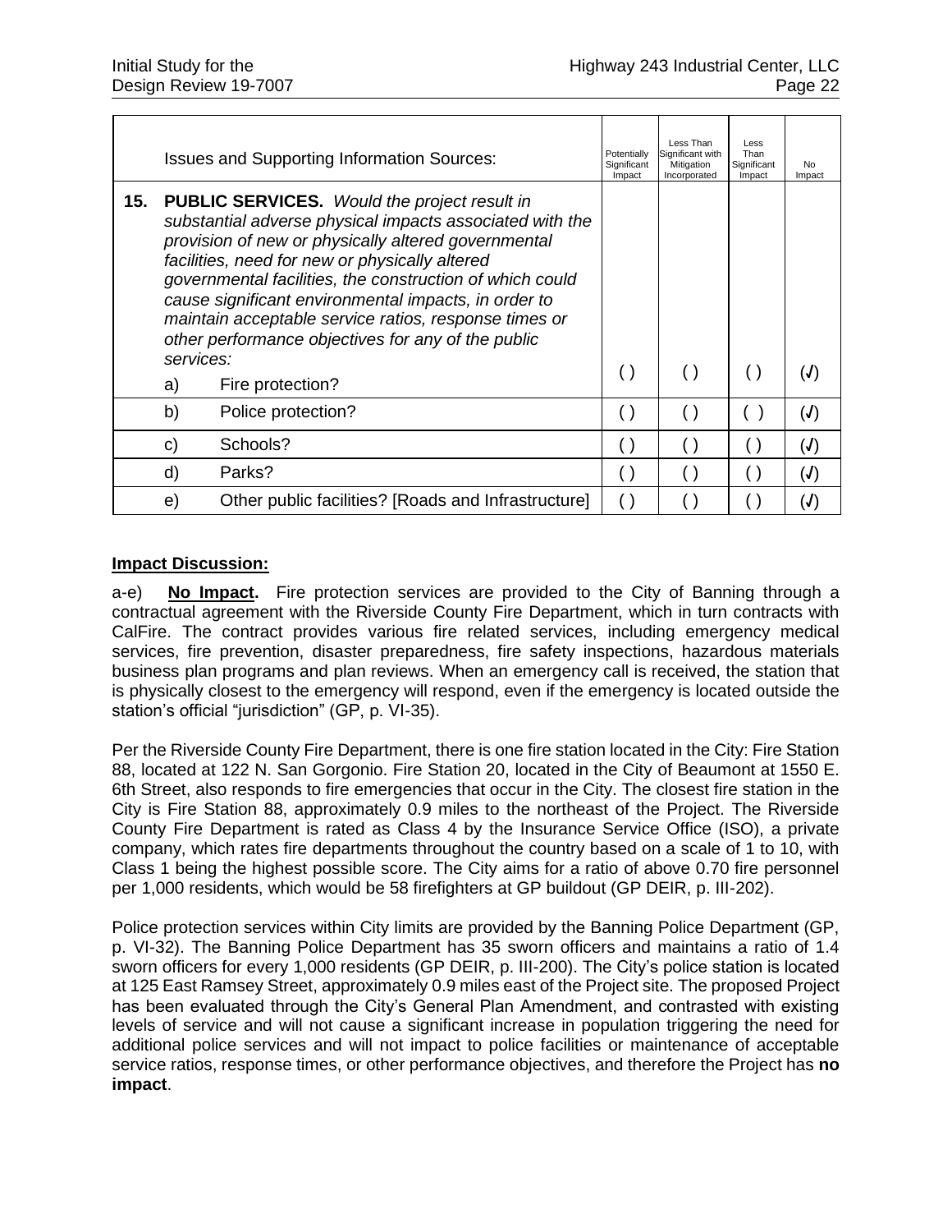| | Issues and Supporting Information Sources: | Potentially Significant Impact | Less Than Significant with Mitigation Incorporated | Less Than Significant Impact | No Impact |
|---|---|---|---|---|---|
| **15.** | **PUBLIC SERVICES.** *Would the project result in substantial adverse physical impacts associated with the provision of new or physically altered governmental facilities, need for new or physically altered governmental facilities, the construction of which could cause significant environmental impacts, in order to maintain acceptable service ratios, response times or other performance objectives for any of the public services:* | | | | |
| | a) Fire protection? | ( ) | ( ) | ( ) | (√) |
| | b) Police protection? | ( ) | ( ) | ( ) | (√) |
| | c) Schools? | ( ) | ( ) | ( ) | (√) |
| | d) Parks? | ( ) | ( ) | ( ) | (√) |
| | e) Other public facilities? [Roads and Infrastructure] | ( ) | ( ) | ( ) | (√) |

**Impact Discussion:**

a-e) **No Impact.** Fire protection services are provided to the City of Banning through a contractual agreement with the Riverside County Fire Department, which in turn contracts with CalFire. The contract provides various fire related services, including emergency medical services, fire prevention, disaster preparedness, fire safety inspections, hazardous materials business plan programs and plan reviews. When an emergency call is received, the station that is physically closest to the emergency will respond, even if the emergency is located outside the station's official "jurisdiction" (GP, p. VI-35).

Per the Riverside County Fire Department, there is one fire station located in the City: Fire Station 88, located at 122 N. San Gorgonio. Fire Station 20, located in the City of Beaumont at 1550 E. 6th Street, also responds to fire emergencies that occur in the City. The closest fire station in the City is Fire Station 88, approximately 0.9 miles to the northeast of the Project. The Riverside County Fire Department is rated as Class 4 by the Insurance Service Office (ISO), a private company, which rates fire departments throughout the country based on a scale of 1 to 10, with Class 1 being the highest possible score. The City aims for a ratio of above 0.70 fire personnel per 1,000 residents, which would be 58 firefighters at GP buildout (GP DEIR, p. III-202).

Police protection services within City limits are provided by the Banning Police Department (GP, p. VI-32). The Banning Police Department has 35 sworn officers and maintains a ratio of 1.4 sworn officers for every 1,000 residents (GP DEIR, p. III-200). The City's police station is located at 125 East Ramsey Street, approximately 0.9 miles east of the Project site. The proposed Project has been evaluated through the City's General Plan Amendment, and contrasted with existing levels of service and will not cause a significant increase in population triggering the need for additional police services and will not impact to police facilities or maintenance of acceptable service ratios, response times, or other performance objectives, and therefore the Project has **no impact**.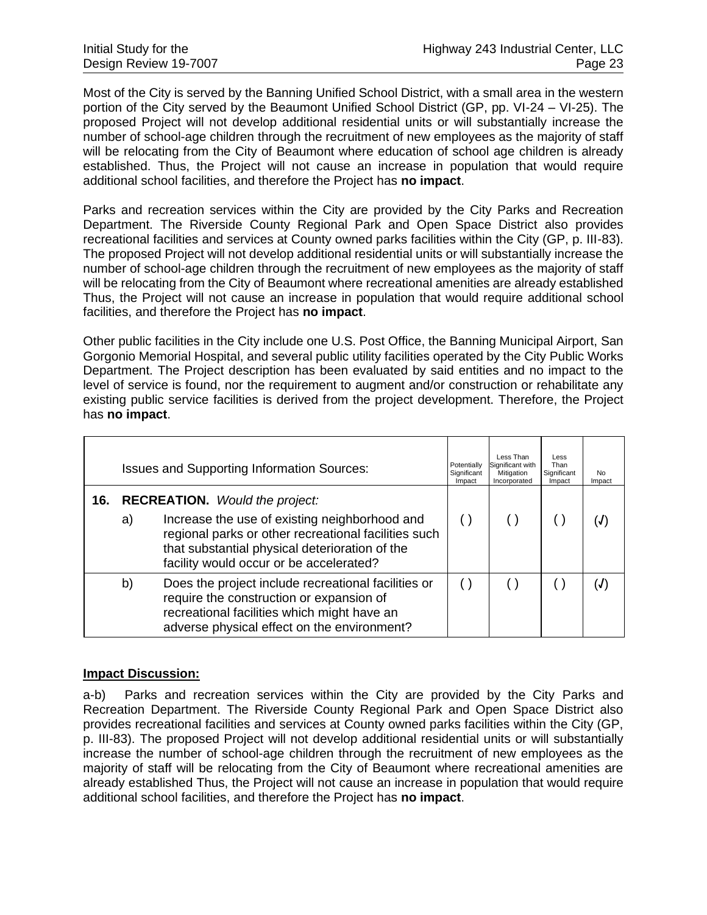Most of the City is served by the Banning Unified School District, with a small area in the western portion of the City served by the Beaumont Unified School District (GP, pp. VI-24 – VI-25). The proposed Project will not develop additional residential units or will substantially increase the number of school-age children through the recruitment of new employees as the majority of staff will be relocating from the City of Beaumont where education of school age children is already established. Thus, the Project will not cause an increase in population that would require additional school facilities, and therefore the Project has **no impact**.

Parks and recreation services within the City are provided by the City Parks and Recreation Department. The Riverside County Regional Park and Open Space District also provides recreational facilities and services at County owned parks facilities within the City (GP, p. III-83). The proposed Project will not develop additional residential units or will substantially increase the number of school-age children through the recruitment of new employees as the majority of staff will be relocating from the City of Beaumont where recreational amenities are already established Thus, the Project will not cause an increase in population that would require additional school facilities, and therefore the Project has **no impact**.

Other public facilities in the City include one U.S. Post Office, the Banning Municipal Airport, San Gorgonio Memorial Hospital, and several public utility facilities operated by the City Public Works Department. The Project description has been evaluated by said entities and no impact to the level of service is found, nor the requirement to augment and/or construction or rehabilitate any existing public service facilities is derived from the project development. Therefore, the Project has **no impact**.

| | Issues and Supporting Information Sources: | Potentially Significant Impact | Less Than Significant with Mitigation Incorporated | Less Than Significant Impact | No Impact |
|---|---|---|---|---|---|
| **16.** | **RECREATION.** *Would the project:* | | | | |
| | a) Increase the use of existing neighborhood and regional parks or other recreational facilities such that substantial physical deterioration of the facility would occur or be accelerated? | ( ) | ( ) | ( ) | (√) |
| | b) Does the project include recreational facilities or require the construction or expansion of recreational facilities which might have an adverse physical effect on the environment? | ( ) | ( ) | ( ) | (√) |

**Impact Discussion:**

a-b) Parks and recreation services within the City are provided by the City Parks and Recreation Department. The Riverside County Regional Park and Open Space District also provides recreational facilities and services at County owned parks facilities within the City (GP, p. III-83). The proposed Project will not develop additional residential units or will substantially increase the number of school-age children through the recruitment of new employees as the majority of staff will be relocating from the City of Beaumont where recreational amenities are already established Thus, the Project will not cause an increase in population that would require additional school facilities, and therefore the Project has **no impact**.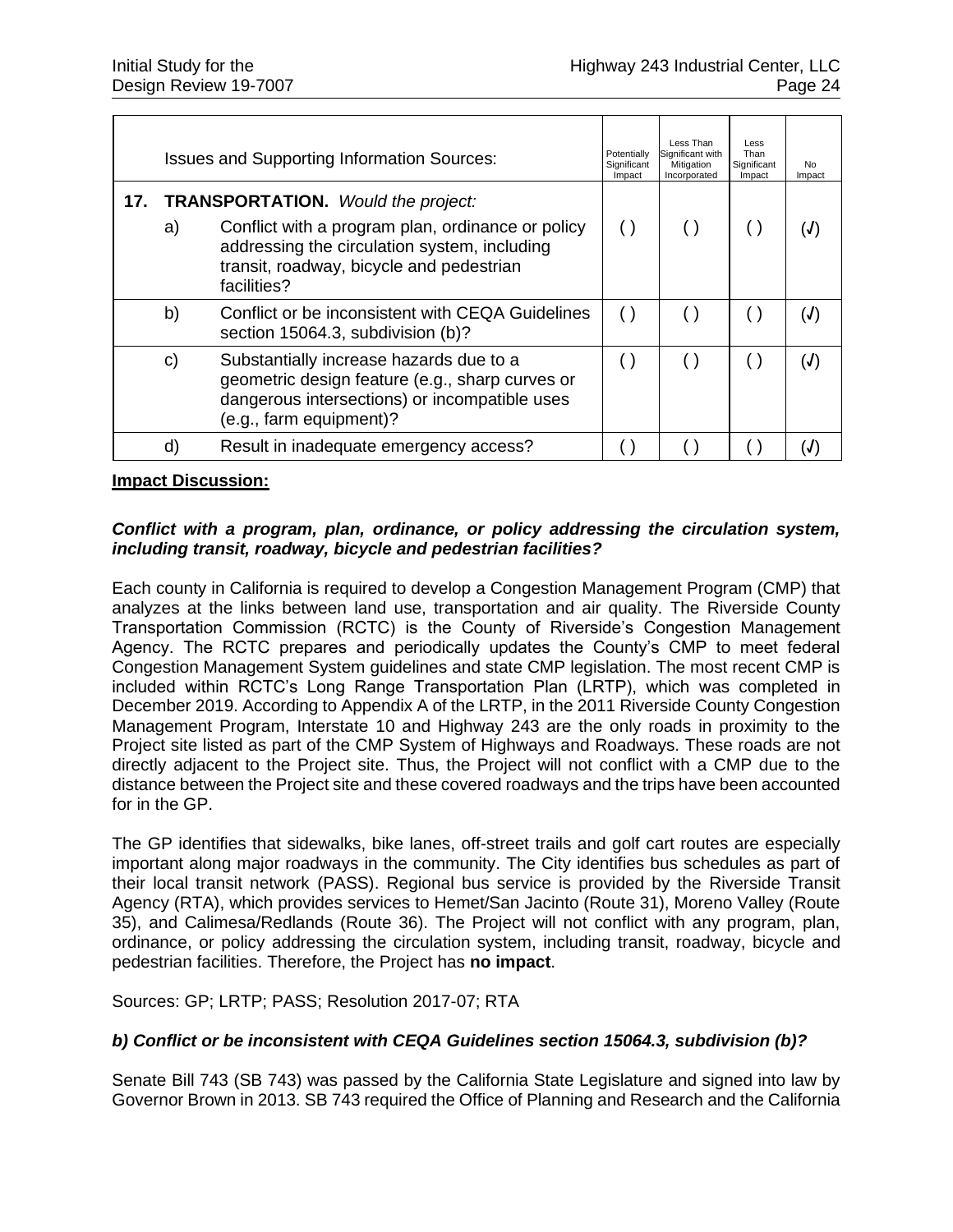| | | Issues and Supporting Information Sources: | Potentially Significant Impact | Less Than Significant with Mitigation Incorporated | Less Than Significant Impact | No Impact |
|---|---|---|---|---|---|---|
| **17.** | | **TRANSPORTATION.** *Would the project:* | | | | |
| | a) | Conflict with a program plan, ordinance or policy addressing the circulation system, including transit, roadway, bicycle and pedestrian facilities? | ( ) | ( ) | ( ) | (√) |
| | b) | Conflict or be inconsistent with CEQA Guidelines section 15064.3, subdivision (b)? | ( ) | ( ) | ( ) | (√) |
| | c) | Substantially increase hazards due to a geometric design feature (e.g., sharp curves or dangerous intersections) or incompatible uses (e.g., farm equipment)? | ( ) | ( ) | ( ) | (√) |
| | d) | Result in inadequate emergency access? | ( ) | ( ) | ( ) | (√) |

**Impact Discussion:**

***Conflict with a program, plan, ordinance, or policy addressing the circulation system, including transit, roadway, bicycle and pedestrian facilities?***

Each county in California is required to develop a Congestion Management Program (CMP) that analyzes at the links between land use, transportation and air quality. The Riverside County Transportation Commission (RCTC) is the County of Riverside's Congestion Management Agency. The RCTC prepares and periodically updates the County's CMP to meet federal Congestion Management System guidelines and state CMP legislation. The most recent CMP is included within RCTC's Long Range Transportation Plan (LRTP), which was completed in December 2019. According to Appendix A of the LRTP, in the 2011 Riverside County Congestion Management Program, Interstate 10 and Highway 243 are the only roads in proximity to the Project site listed as part of the CMP System of Highways and Roadways. These roads are not directly adjacent to the Project site. Thus, the Project will not conflict with a CMP due to the distance between the Project site and these covered roadways and the trips have been accounted for in the GP.

The GP identifies that sidewalks, bike lanes, off-street trails and golf cart routes are especially important along major roadways in the community. The City identifies bus schedules as part of their local transit network (PASS). Regional bus service is provided by the Riverside Transit Agency (RTA), which provides services to Hemet/San Jacinto (Route 31), Moreno Valley (Route 35), and Calimesa/Redlands (Route 36). The Project will not conflict with any program, plan, ordinance, or policy addressing the circulation system, including transit, roadway, bicycle and pedestrian facilities. Therefore, the Project has **no impact**.

Sources: GP; LRTP; PASS; Resolution 2017-07; RTA

***b) Conflict or be inconsistent with CEQA Guidelines section 15064.3, subdivision (b)?***

Senate Bill 743 (SB 743) was passed by the California State Legislature and signed into law by Governor Brown in 2013. SB 743 required the Office of Planning and Research and the California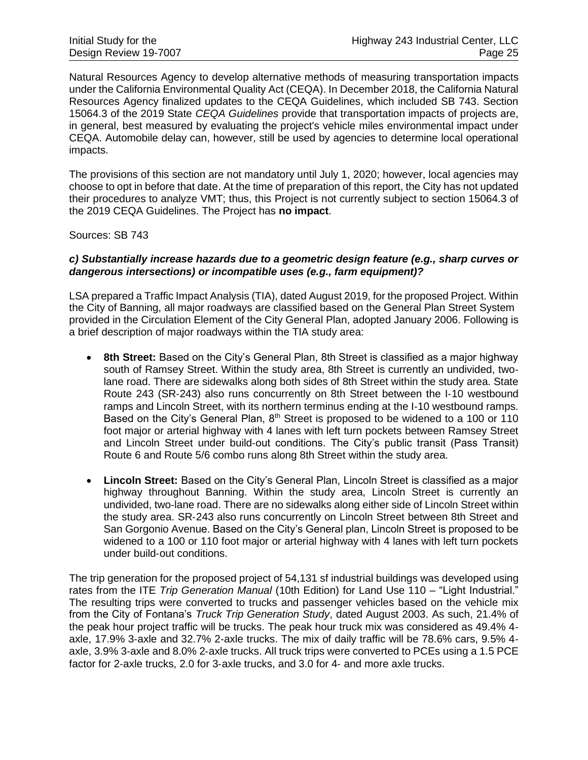Natural Resources Agency to develop alternative methods of measuring transportation impacts under the California Environmental Quality Act (CEQA). In December 2018, the California Natural Resources Agency finalized updates to the CEQA Guidelines, which included SB 743. Section 15064.3 of the 2019 State *CEQA Guidelines* provide that transportation impacts of projects are, in general, best measured by evaluating the project's vehicle miles environmental impact under CEQA. Automobile delay can, however, still be used by agencies to determine local operational impacts.

The provisions of this section are not mandatory until July 1, 2020; however, local agencies may choose to opt in before that date. At the time of preparation of this report, the City has not updated their procedures to analyze VMT; thus, this Project is not currently subject to section 15064.3 of the 2019 CEQA Guidelines. The Project has **no impact**.

Sources: SB 743

***c) Substantially increase hazards due to a geometric design feature (e.g., sharp curves or dangerous intersections) or incompatible uses (e.g., farm equipment)?***

LSA prepared a Traffic Impact Analysis (TIA), dated August 2019, for the proposed Project. Within the City of Banning, all major roadways are classified based on the General Plan Street System provided in the Circulation Element of the City General Plan, adopted January 2006. Following is a brief description of major roadways within the TIA study area:

- **8th Street:** Based on the City's General Plan, 8th Street is classified as a major highway south of Ramsey Street. Within the study area, 8th Street is currently an undivided, two-lane road. There are sidewalks along both sides of 8th Street within the study area. State Route 243 (SR-243) also runs concurrently on 8th Street between the I-10 westbound ramps and Lincoln Street, with its northern terminus ending at the I-10 westbound ramps. Based on the City's General Plan, 8th Street is proposed to be widened to a 100 or 110 foot major or arterial highway with 4 lanes with left turn pockets between Ramsey Street and Lincoln Street under build-out conditions. The City's public transit (Pass Transit) Route 6 and Route 5/6 combo runs along 8th Street within the study area.
- **Lincoln Street:** Based on the City's General Plan, Lincoln Street is classified as a major highway throughout Banning. Within the study area, Lincoln Street is currently an undivided, two-lane road. There are no sidewalks along either side of Lincoln Street within the study area. SR-243 also runs concurrently on Lincoln Street between 8th Street and San Gorgonio Avenue. Based on the City's General plan, Lincoln Street is proposed to be widened to a 100 or 110 foot major or arterial highway with 4 lanes with left turn pockets under build-out conditions.

The trip generation for the proposed project of 54,131 sf industrial buildings was developed using rates from the ITE *Trip Generation Manual* (10th Edition) for Land Use 110 – "Light Industrial." The resulting trips were converted to trucks and passenger vehicles based on the vehicle mix from the City of Fontana's *Truck Trip Generation Study*, dated August 2003. As such, 21.4% of the peak hour project traffic will be trucks. The peak hour truck mix was considered as 49.4% 4-axle, 17.9% 3-axle and 32.7% 2-axle trucks. The mix of daily traffic will be 78.6% cars, 9.5% 4-axle, 3.9% 3-axle and 8.0% 2-axle trucks. All truck trips were converted to PCEs using a 1.5 PCE factor for 2-axle trucks, 2.0 for 3-axle trucks, and 3.0 for 4- and more axle trucks.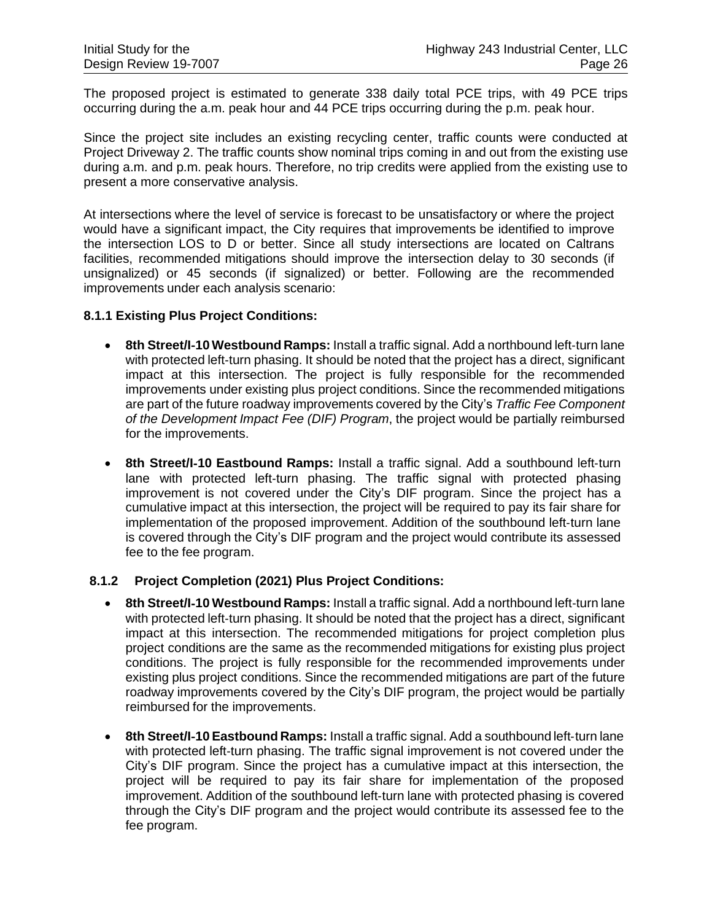The proposed project is estimated to generate 338 daily total PCE trips, with 49 PCE trips occurring during the a.m. peak hour and 44 PCE trips occurring during the p.m. peak hour.

Since the project site includes an existing recycling center, traffic counts were conducted at Project Driveway 2. The traffic counts show nominal trips coming in and out from the existing use during a.m. and p.m. peak hours. Therefore, no trip credits were applied from the existing use to present a more conservative analysis.

At intersections where the level of service is forecast to be unsatisfactory or where the project would have a significant impact, the City requires that improvements be identified to improve the intersection LOS to D or better. Since all study intersections are located on Caltrans facilities, recommended mitigations should improve the intersection delay to 30 seconds (if unsignalized) or 45 seconds (if signalized) or better. Following are the recommended improvements under each analysis scenario:

### 8.1.1 Existing Plus Project Conditions:

- **8th Street/I-10 Westbound Ramps:** Install a traffic signal. Add a northbound left-turn lane with protected left-turn phasing. It should be noted that the project has a direct, significant impact at this intersection. The project is fully responsible for the recommended improvements under existing plus project conditions. Since the recommended mitigations are part of the future roadway improvements covered by the City's *Traffic Fee Component of the Development Impact Fee (DIF) Program*, the project would be partially reimbursed for the improvements.
- **8th Street/I-10 Eastbound Ramps:** Install a traffic signal. Add a southbound left-turn lane with protected left-turn phasing. The traffic signal with protected phasing improvement is not covered under the City's DIF program. Since the project has a cumulative impact at this intersection, the project will be required to pay its fair share for implementation of the proposed improvement. Addition of the southbound left-turn lane is covered through the City's DIF program and the project would contribute its assessed fee to the fee program.

### 8.1.2 Project Completion (2021) Plus Project Conditions:

- **8th Street/I-10 Westbound Ramps:** Install a traffic signal. Add a northbound left-turn lane with protected left-turn phasing. It should be noted that the project has a direct, significant impact at this intersection. The recommended mitigations for project completion plus project conditions are the same as the recommended mitigations for existing plus project conditions. The project is fully responsible for the recommended improvements under existing plus project conditions. Since the recommended mitigations are part of the future roadway improvements covered by the City's DIF program, the project would be partially reimbursed for the improvements.
- **8th Street/I-10 Eastbound Ramps:** Install a traffic signal. Add a southbound left-turn lane with protected left-turn phasing. The traffic signal improvement is not covered under the City's DIF program. Since the project has a cumulative impact at this intersection, the project will be required to pay its fair share for implementation of the proposed improvement. Addition of the southbound left-turn lane with protected phasing is covered through the City's DIF program and the project would contribute its assessed fee to the fee program.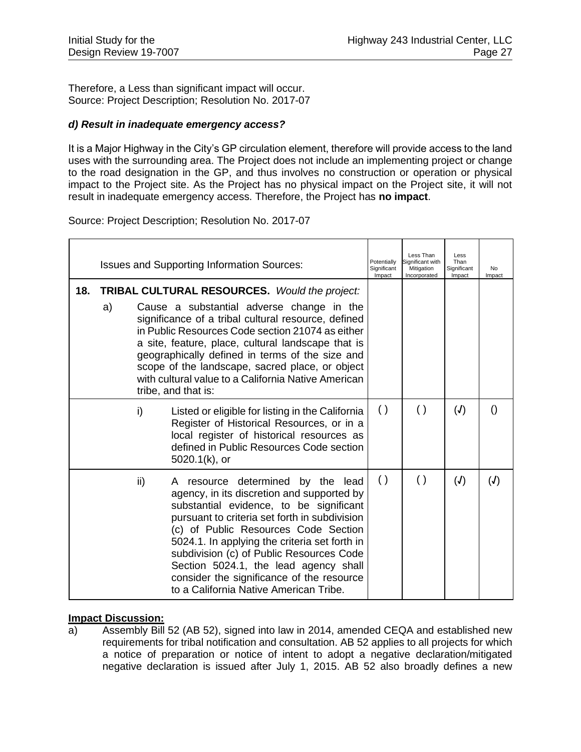Therefore, a Less than significant impact will occur.
Source: Project Description; Resolution No. 2017-07

***d) Result in inadequate emergency access?***

It is a Major Highway in the City's GP circulation element, therefore will provide access to the land uses with the surrounding area. The Project does not include an implementing project or change to the road designation in the GP, and thus involves no construction or operation or physical impact to the Project site. As the Project has no physical impact on the Project site, it will not result in inadequate emergency access. Therefore, the Project has **no impact**.

Source: Project Description; Resolution No. 2017-07

| Issues and Supporting Information Sources: | Potentially Significant Impact | Less Than Significant with Mitigation Incorporated | Less Than Significant Impact | No Impact |
|---|---|---|---|---|
| **18. TRIBAL CULTURAL RESOURCES.** *Would the project:* | | | | |
| a) Cause a substantial adverse change in the significance of a tribal cultural resource, defined in Public Resources Code section 21074 as either a site, feature, place, cultural landscape that is geographically defined in terms of the size and scope of the landscape, sacred place, or object with cultural value to a California Native American tribe, and that is: | | | | |
| i) Listed or eligible for listing in the California Register of Historical Resources, or in a local register of historical resources as defined in Public Resources Code section 5020.1(k), or | ( ) | ( ) | (√) | () |
| ii) A resource determined by the lead agency, in its discretion and supported by substantial evidence, to be significant pursuant to criteria set forth in subdivision (c) of Public Resources Code Section 5024.1. In applying the criteria set forth in subdivision (c) of Public Resources Code Section 5024.1, the lead agency shall consider the significance of the resource to a California Native American Tribe. | ( ) | ( ) | (√) | (√) |

**Impact Discussion:**

a) Assembly Bill 52 (AB 52), signed into law in 2014, amended CEQA and established new requirements for tribal notification and consultation. AB 52 applies to all projects for which a notice of preparation or notice of intent to adopt a negative declaration/mitigated negative declaration is issued after July 1, 2015. AB 52 also broadly defines a new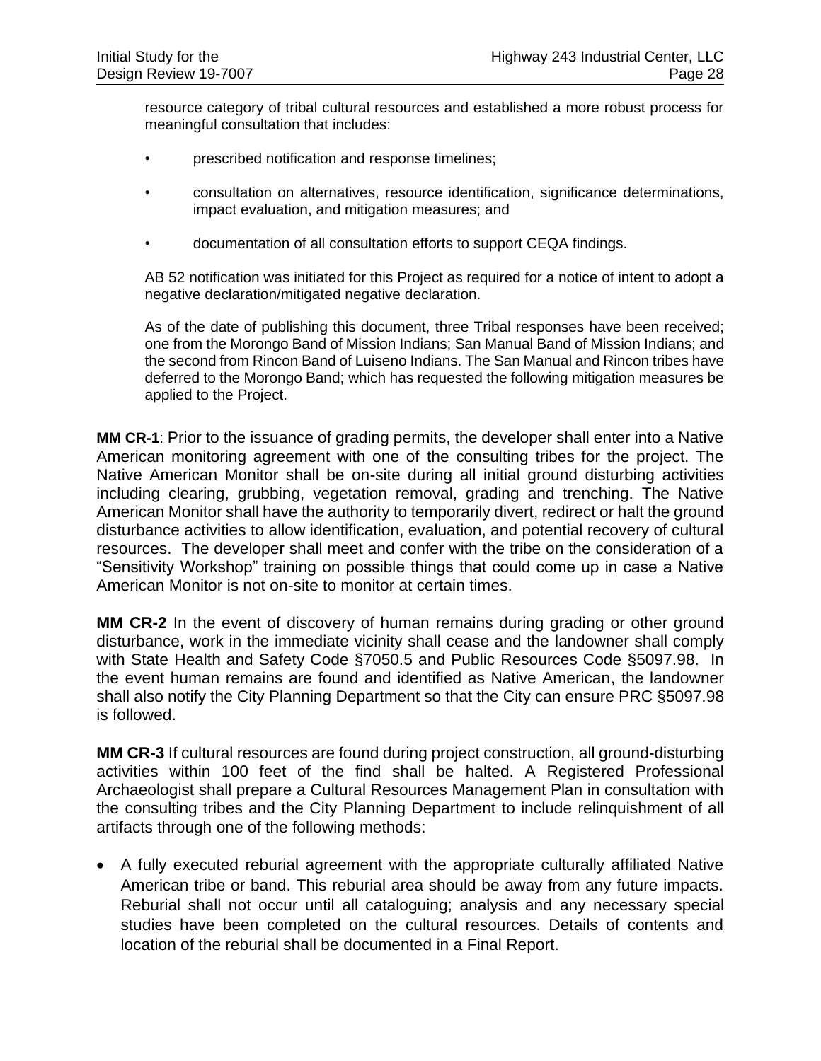resource category of tribal cultural resources and established a more robust process for meaningful consultation that includes:

- prescribed notification and response timelines;
- consultation on alternatives, resource identification, significance determinations, impact evaluation, and mitigation measures; and
- documentation of all consultation efforts to support CEQA findings.

AB 52 notification was initiated for this Project as required for a notice of intent to adopt a negative declaration/mitigated negative declaration.

As of the date of publishing this document, three Tribal responses have been received; one from the Morongo Band of Mission Indians; San Manual Band of Mission Indians; and the second from Rincon Band of Luiseno Indians. The San Manual and Rincon tribes have deferred to the Morongo Band; which has requested the following mitigation measures be applied to the Project.

**MM CR-1**: Prior to the issuance of grading permits, the developer shall enter into a Native American monitoring agreement with one of the consulting tribes for the project. The Native American Monitor shall be on-site during all initial ground disturbing activities including clearing, grubbing, vegetation removal, grading and trenching. The Native American Monitor shall have the authority to temporarily divert, redirect or halt the ground disturbance activities to allow identification, evaluation, and potential recovery of cultural resources. The developer shall meet and confer with the tribe on the consideration of a "Sensitivity Workshop" training on possible things that could come up in case a Native American Monitor is not on-site to monitor at certain times.

**MM CR-2** In the event of discovery of human remains during grading or other ground disturbance, work in the immediate vicinity shall cease and the landowner shall comply with State Health and Safety Code §7050.5 and Public Resources Code §5097.98. In the event human remains are found and identified as Native American, the landowner shall also notify the City Planning Department so that the City can ensure PRC §5097.98 is followed.

**MM CR-3** If cultural resources are found during project construction, all ground-disturbing activities within 100 feet of the find shall be halted. A Registered Professional Archaeologist shall prepare a Cultural Resources Management Plan in consultation with the consulting tribes and the City Planning Department to include relinquishment of all artifacts through one of the following methods:

- A fully executed reburial agreement with the appropriate culturally affiliated Native American tribe or band. This reburial area should be away from any future impacts. Reburial shall not occur until all cataloguing; analysis and any necessary special studies have been completed on the cultural resources. Details of contents and location of the reburial shall be documented in a Final Report.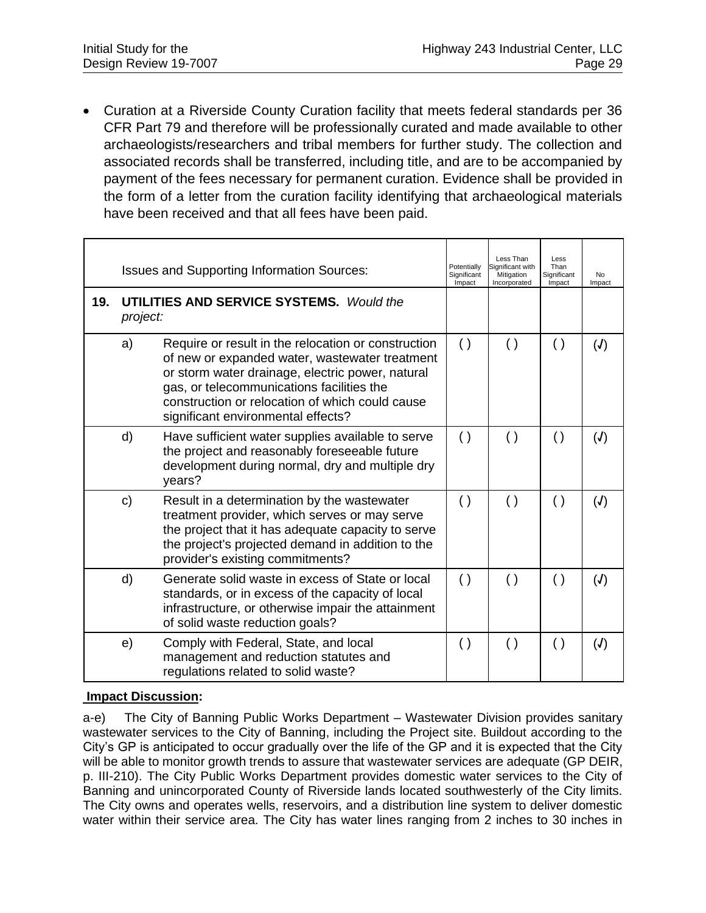- Curation at a Riverside County Curation facility that meets federal standards per 36 CFR Part 79 and therefore will be professionally curated and made available to other archaeologists/researchers and tribal members for further study. The collection and associated records shall be transferred, including title, and are to be accompanied by payment of the fees necessary for permanent curation. Evidence shall be provided in the form of a letter from the curation facility identifying that archaeological materials have been received and that all fees have been paid.

| | Issues and Supporting Information Sources: | Potentially Significant Impact | Less Than Significant with Mitigation Incorporated | Less Than Significant Impact | No Impact |
|---|---|---|---|---|---|
| **19.** | **UTILITIES AND SERVICE SYSTEMS.** *Would the project:* | | | | |
| a) | Require or result in the relocation or construction of new or expanded water, wastewater treatment or storm water drainage, electric power, natural gas, or telecommunications facilities the construction or relocation of which could cause significant environmental effects? | ( ) | ( ) | ( ) | (√) |
| d) | Have sufficient water supplies available to serve the project and reasonably foreseeable future development during normal, dry and multiple dry years? | ( ) | ( ) | ( ) | (√) |
| c) | Result in a determination by the wastewater treatment provider, which serves or may serve the project that it has adequate capacity to serve the project's projected demand in addition to the provider's existing commitments? | ( ) | ( ) | ( ) | (√) |
| d) | Generate solid waste in excess of State or local standards, or in excess of the capacity of local infrastructure, or otherwise impair the attainment of solid waste reduction goals? | ( ) | ( ) | ( ) | (√) |
| e) | Comply with Federal, State, and local management and reduction statutes and regulations related to solid waste? | ( ) | ( ) | ( ) | (√) |

**Impact Discussion:**

a-e) The City of Banning Public Works Department – Wastewater Division provides sanitary wastewater services to the City of Banning, including the Project site. Buildout according to the City's GP is anticipated to occur gradually over the life of the GP and it is expected that the City will be able to monitor growth trends to assure that wastewater services are adequate (GP DEIR, p. III-210). The City Public Works Department provides domestic water services to the City of Banning and unincorporated County of Riverside lands located southwesterly of the City limits. The City owns and operates wells, reservoirs, and a distribution line system to deliver domestic water within their service area. The City has water lines ranging from 2 inches to 30 inches in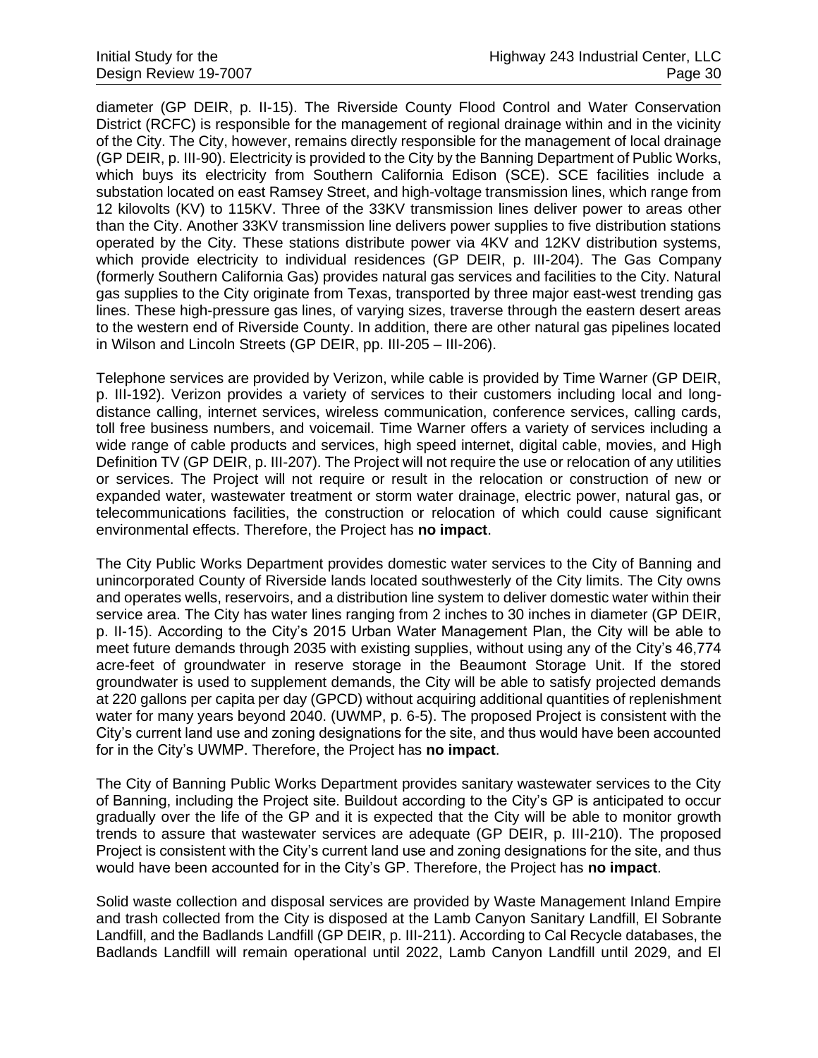diameter (GP DEIR, p. II-15). The Riverside County Flood Control and Water Conservation District (RCFC) is responsible for the management of regional drainage within and in the vicinity of the City. The City, however, remains directly responsible for the management of local drainage (GP DEIR, p. III-90). Electricity is provided to the City by the Banning Department of Public Works, which buys its electricity from Southern California Edison (SCE). SCE facilities include a substation located on east Ramsey Street, and high-voltage transmission lines, which range from 12 kilovolts (KV) to 115KV. Three of the 33KV transmission lines deliver power to areas other than the City. Another 33KV transmission line delivers power supplies to five distribution stations operated by the City. These stations distribute power via 4KV and 12KV distribution systems, which provide electricity to individual residences (GP DEIR, p. III-204). The Gas Company (formerly Southern California Gas) provides natural gas services and facilities to the City. Natural gas supplies to the City originate from Texas, transported by three major east-west trending gas lines. These high-pressure gas lines, of varying sizes, traverse through the eastern desert areas to the western end of Riverside County. In addition, there are other natural gas pipelines located in Wilson and Lincoln Streets (GP DEIR, pp. III-205 – III-206).

Telephone services are provided by Verizon, while cable is provided by Time Warner (GP DEIR, p. III-192). Verizon provides a variety of services to their customers including local and long-distance calling, internet services, wireless communication, conference services, calling cards, toll free business numbers, and voicemail. Time Warner offers a variety of services including a wide range of cable products and services, high speed internet, digital cable, movies, and High Definition TV (GP DEIR, p. III-207). The Project will not require the use or relocation of any utilities or services. The Project will not require or result in the relocation or construction of new or expanded water, wastewater treatment or storm water drainage, electric power, natural gas, or telecommunications facilities, the construction or relocation of which could cause significant environmental effects. Therefore, the Project has **no impact**.

The City Public Works Department provides domestic water services to the City of Banning and unincorporated County of Riverside lands located southwesterly of the City limits. The City owns and operates wells, reservoirs, and a distribution line system to deliver domestic water within their service area. The City has water lines ranging from 2 inches to 30 inches in diameter (GP DEIR, p. II-15). According to the City's 2015 Urban Water Management Plan, the City will be able to meet future demands through 2035 with existing supplies, without using any of the City's 46,774 acre-feet of groundwater in reserve storage in the Beaumont Storage Unit. If the stored groundwater is used to supplement demands, the City will be able to satisfy projected demands at 220 gallons per capita per day (GPCD) without acquiring additional quantities of replenishment water for many years beyond 2040. (UWMP, p. 6-5). The proposed Project is consistent with the City's current land use and zoning designations for the site, and thus would have been accounted for in the City's UWMP. Therefore, the Project has **no impact**.

The City of Banning Public Works Department provides sanitary wastewater services to the City of Banning, including the Project site. Buildout according to the City's GP is anticipated to occur gradually over the life of the GP and it is expected that the City will be able to monitor growth trends to assure that wastewater services are adequate (GP DEIR, p. III-210). The proposed Project is consistent with the City's current land use and zoning designations for the site, and thus would have been accounted for in the City's GP. Therefore, the Project has **no impact**.

Solid waste collection and disposal services are provided by Waste Management Inland Empire and trash collected from the City is disposed at the Lamb Canyon Sanitary Landfill, El Sobrante Landfill, and the Badlands Landfill (GP DEIR, p. III-211). According to Cal Recycle databases, the Badlands Landfill will remain operational until 2022, Lamb Canyon Landfill until 2029, and El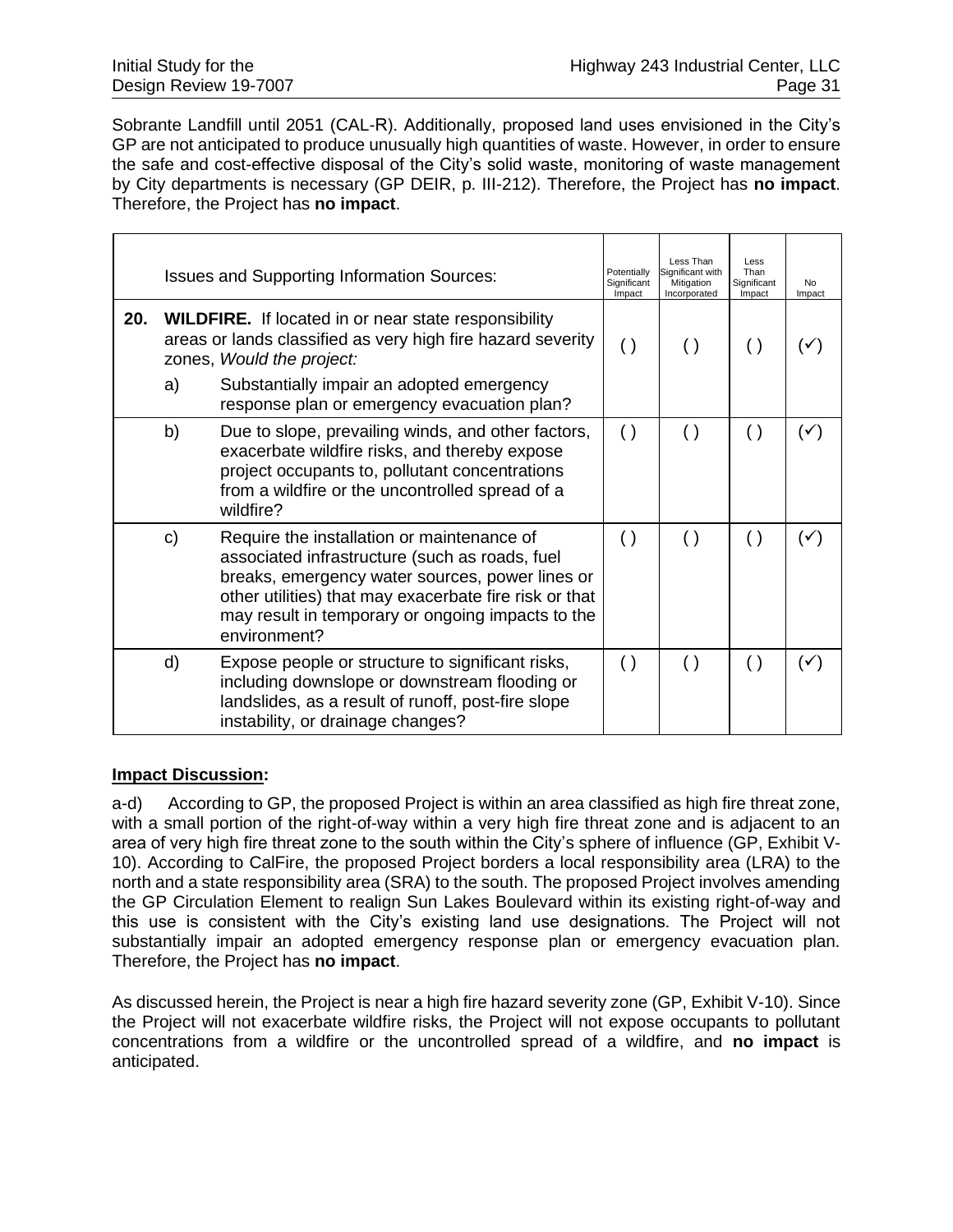Sobrante Landfill until 2051 (CAL-R). Additionally, proposed land uses envisioned in the City's GP are not anticipated to produce unusually high quantities of waste. However, in order to ensure the safe and cost-effective disposal of the City's solid waste, monitoring of waste management by City departments is necessary (GP DEIR, p. III-212). Therefore, the Project has **no impact**. Therefore, the Project has **no impact**.

| | | Issues and Supporting Information Sources: | Potentially Significant Impact | Less Than Significant with Mitigation Incorporated | Less Than Significant Impact | No Impact |
|---|---|---|---|---|---|---|
| **20.** | | **WILDFIRE.** If located in or near state responsibility areas or lands classified as very high fire hazard severity zones, *Would the project:* | | | | |
| | a) | Substantially impair an adopted emergency response plan or emergency evacuation plan? | ( ) | ( ) | ( ) | (✓) |
| | b) | Due to slope, prevailing winds, and other factors, exacerbate wildfire risks, and thereby expose project occupants to, pollutant concentrations from a wildfire or the uncontrolled spread of a wildfire? | ( ) | ( ) | ( ) | (✓) |
| | c) | Require the installation or maintenance of associated infrastructure (such as roads, fuel breaks, emergency water sources, power lines or other utilities) that may exacerbate fire risk or that may result in temporary or ongoing impacts to the environment? | ( ) | ( ) | ( ) | (✓) |
| | d) | Expose people or structure to significant risks, including downslope or downstream flooding or landslides, as a result of runoff, post-fire slope instability, or drainage changes? | ( ) | ( ) | ( ) | (✓) |

**Impact Discussion:**

a-d) According to GP, the proposed Project is within an area classified as high fire threat zone, with a small portion of the right-of-way within a very high fire threat zone and is adjacent to an area of very high fire threat zone to the south within the City's sphere of influence (GP, Exhibit V-10). According to CalFire, the proposed Project borders a local responsibility area (LRA) to the north and a state responsibility area (SRA) to the south. The proposed Project involves amending the GP Circulation Element to realign Sun Lakes Boulevard within its existing right-of-way and this use is consistent with the City's existing land use designations. The Project will not substantially impair an adopted emergency response plan or emergency evacuation plan. Therefore, the Project has **no impact**.

As discussed herein, the Project is near a high fire hazard severity zone (GP, Exhibit V-10). Since the Project will not exacerbate wildfire risks, the Project will not expose occupants to pollutant concentrations from a wildfire or the uncontrolled spread of a wildfire, and **no impact** is anticipated.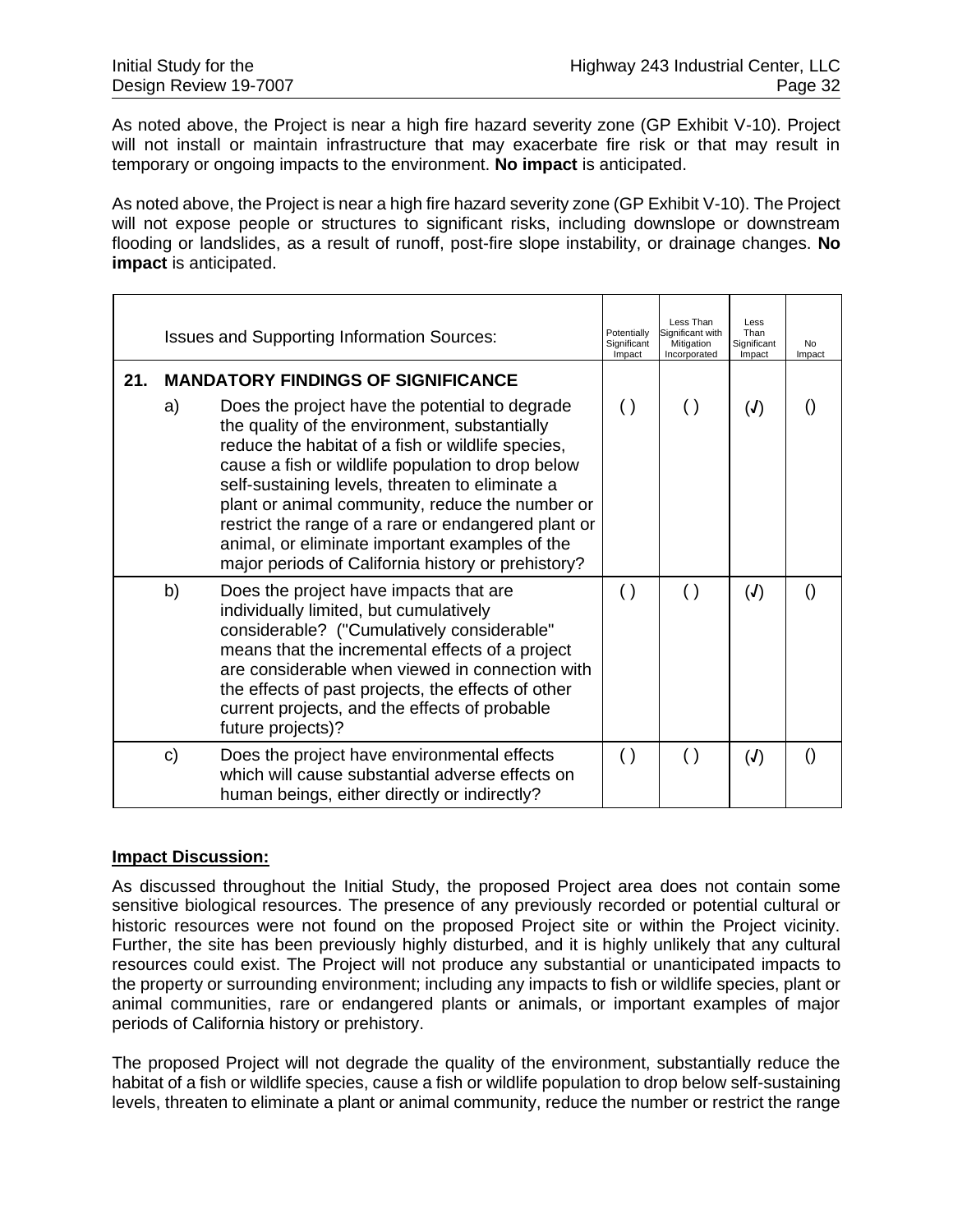As noted above, the Project is near a high fire hazard severity zone (GP Exhibit V-10). Project will not install or maintain infrastructure that may exacerbate fire risk or that may result in temporary or ongoing impacts to the environment. **No impact** is anticipated.

As noted above, the Project is near a high fire hazard severity zone (GP Exhibit V-10). The Project will not expose people or structures to significant risks, including downslope or downstream flooding or landslides, as a result of runoff, post-fire slope instability, or drainage changes. **No impact** is anticipated.

| | | Issues and Supporting Information Sources: | Potentially Significant Impact | Less Than Significant with Mitigation Incorporated | Less Than Significant Impact | No Impact |
|---|---|---|---|---|---|---|
| **21.** | | **MANDATORY FINDINGS OF SIGNIFICANCE** | | | | |
| | a) | Does the project have the potential to degrade the quality of the environment, substantially reduce the habitat of a fish or wildlife species, cause a fish or wildlife population to drop below self-sustaining levels, threaten to eliminate a plant or animal community, reduce the number or restrict the range of a rare or endangered plant or animal, or eliminate important examples of the major periods of California history or prehistory? | ( ) | ( ) | (✓) | () |
| | b) | Does the project have impacts that are individually limited, but cumulatively considerable? ("Cumulatively considerable" means that the incremental effects of a project are considerable when viewed in connection with the effects of past projects, the effects of other current projects, and the effects of probable future projects)? | ( ) | ( ) | (✓) | () |
| | c) | Does the project have environmental effects which will cause substantial adverse effects on human beings, either directly or indirectly? | ( ) | ( ) | (✓) | () |

**Impact Discussion:**

As discussed throughout the Initial Study, the proposed Project area does not contain some sensitive biological resources. The presence of any previously recorded or potential cultural or historic resources were not found on the proposed Project site or within the Project vicinity. Further, the site has been previously highly disturbed, and it is highly unlikely that any cultural resources could exist. The Project will not produce any substantial or unanticipated impacts to the property or surrounding environment; including any impacts to fish or wildlife species, plant or animal communities, rare or endangered plants or animals, or important examples of major periods of California history or prehistory.

The proposed Project will not degrade the quality of the environment, substantially reduce the habitat of a fish or wildlife species, cause a fish or wildlife population to drop below self-sustaining levels, threaten to eliminate a plant or animal community, reduce the number or restrict the range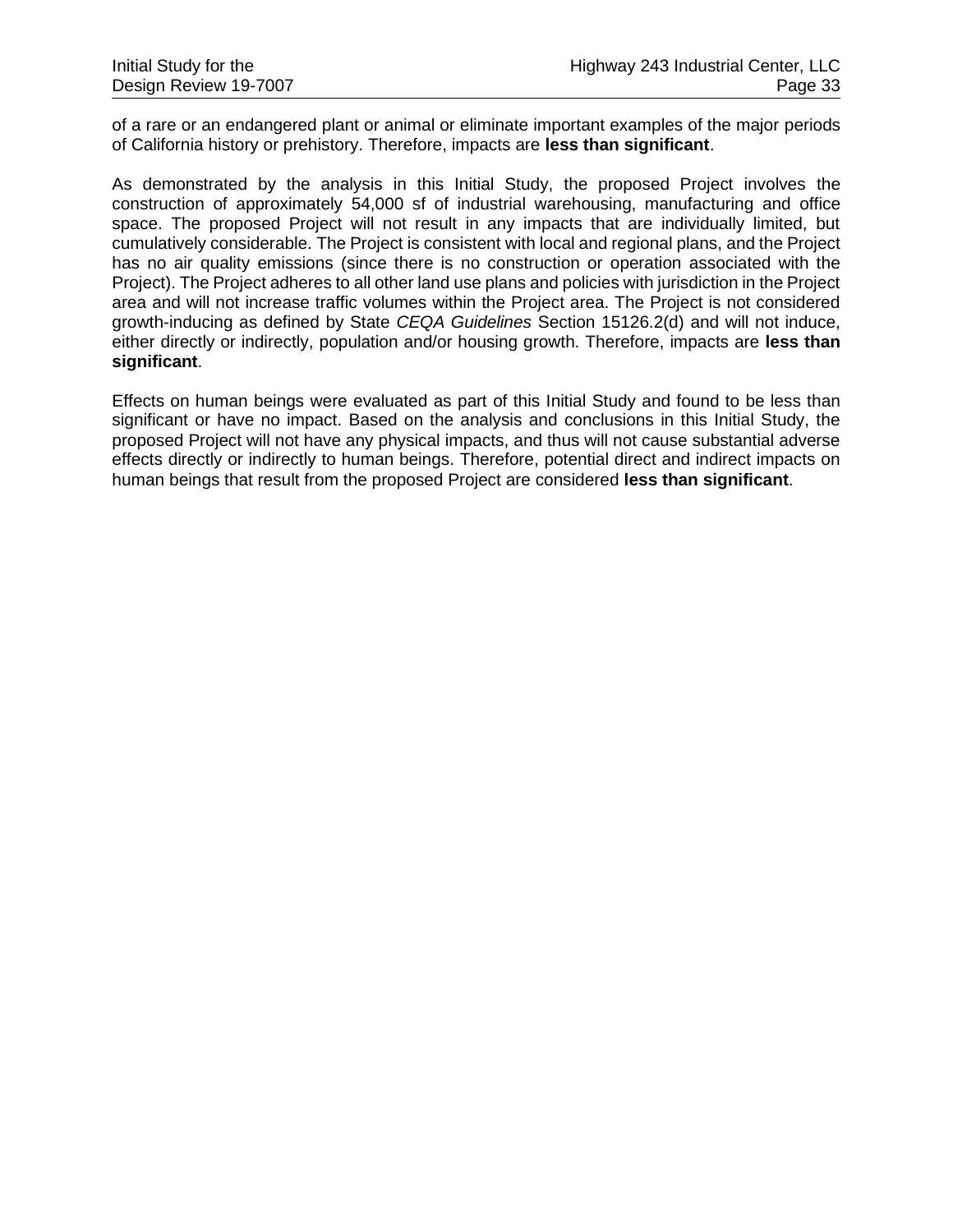of a rare or an endangered plant or animal or eliminate important examples of the major periods of California history or prehistory. Therefore, impacts are **less than significant**.

As demonstrated by the analysis in this Initial Study, the proposed Project involves the construction of approximately 54,000 sf of industrial warehousing, manufacturing and office space. The proposed Project will not result in any impacts that are individually limited, but cumulatively considerable. The Project is consistent with local and regional plans, and the Project has no air quality emissions (since there is no construction or operation associated with the Project). The Project adheres to all other land use plans and policies with jurisdiction in the Project area and will not increase traffic volumes within the Project area. The Project is not considered growth-inducing as defined by State *CEQA Guidelines* Section 15126.2(d) and will not induce, either directly or indirectly, population and/or housing growth. Therefore, impacts are **less than significant**.

Effects on human beings were evaluated as part of this Initial Study and found to be less than significant or have no impact. Based on the analysis and conclusions in this Initial Study, the proposed Project will not have any physical impacts, and thus will not cause substantial adverse effects directly or indirectly to human beings. Therefore, potential direct and indirect impacts on human beings that result from the proposed Project are considered **less than significant**.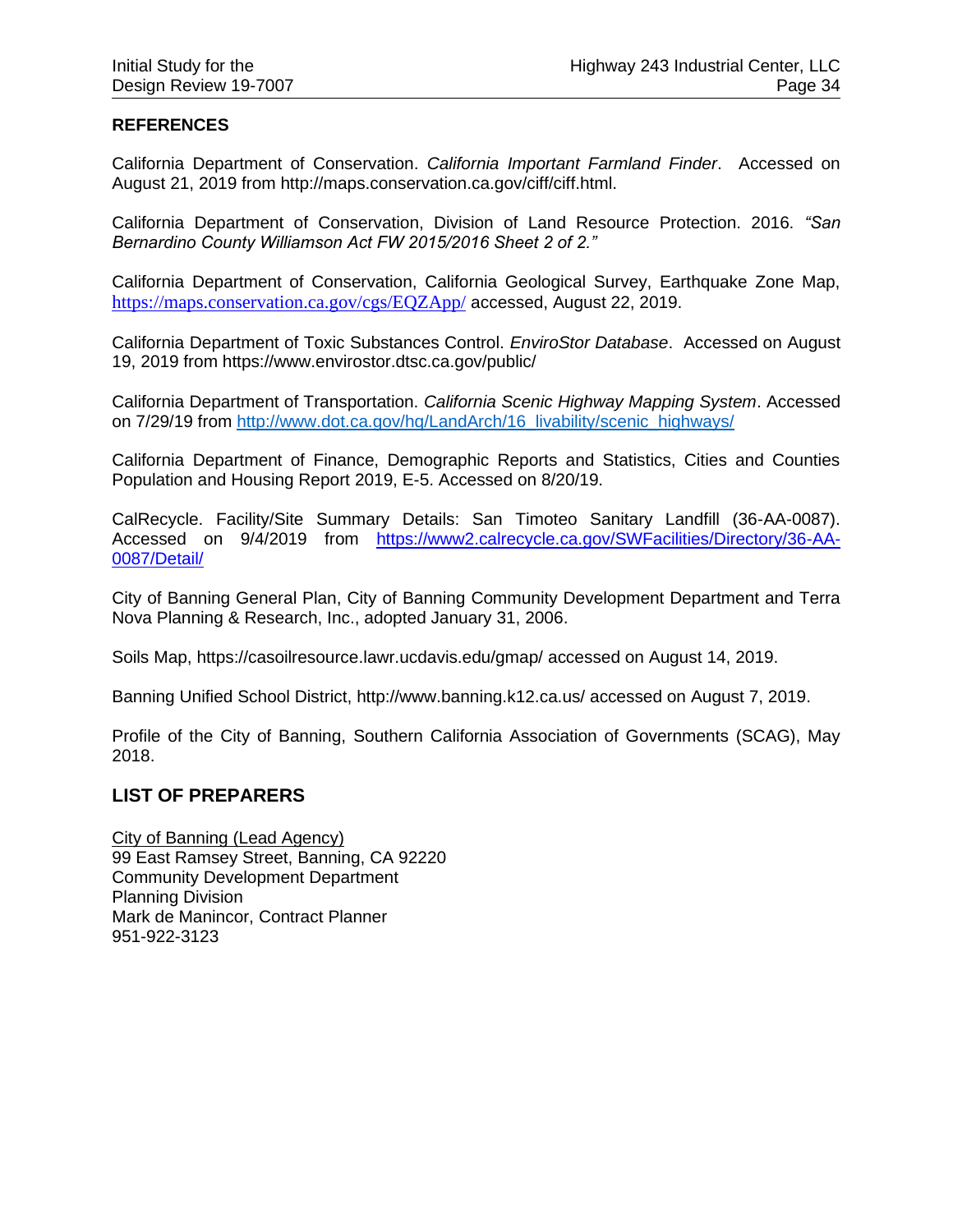## REFERENCES

California Department of Conservation. *California Important Farmland Finder*. Accessed on August 21, 2019 from http://maps.conservation.ca.gov/ciff/ciff.html.

California Department of Conservation, Division of Land Resource Protection. 2016. *"San Bernardino County Williamson Act FW 2015/2016 Sheet 2 of 2."*

California Department of Conservation, California Geological Survey, Earthquake Zone Map, https://maps.conservation.ca.gov/cgs/EQZApp/ accessed, August 22, 2019.

California Department of Toxic Substances Control. *EnviroStor Database*. Accessed on August 19, 2019 from https://www.envirostor.dtsc.ca.gov/public/

California Department of Transportation. *California Scenic Highway Mapping System*. Accessed on 7/29/19 from http://www.dot.ca.gov/hq/LandArch/16_livability/scenic_highways/

California Department of Finance, Demographic Reports and Statistics, Cities and Counties Population and Housing Report 2019, E-5. Accessed on 8/20/19.

CalRecycle. Facility/Site Summary Details: San Timoteo Sanitary Landfill (36-AA-0087). Accessed on 9/4/2019 from https://www2.calrecycle.ca.gov/SWFacilities/Directory/36-AA-0087/Detail/

City of Banning General Plan, City of Banning Community Development Department and Terra Nova Planning & Research, Inc., adopted January 31, 2006.

Soils Map, https://casoilresource.lawr.ucdavis.edu/gmap/ accessed on August 14, 2019.

Banning Unified School District, http://www.banning.k12.ca.us/ accessed on August 7, 2019.

Profile of the City of Banning, Southern California Association of Governments (SCAG), May 2018.

## LIST OF PREPARERS

City of Banning (Lead Agency)
99 East Ramsey Street, Banning, CA 92220
Community Development Department
Planning Division
Mark de Manincor, Contract Planner
951-922-3123